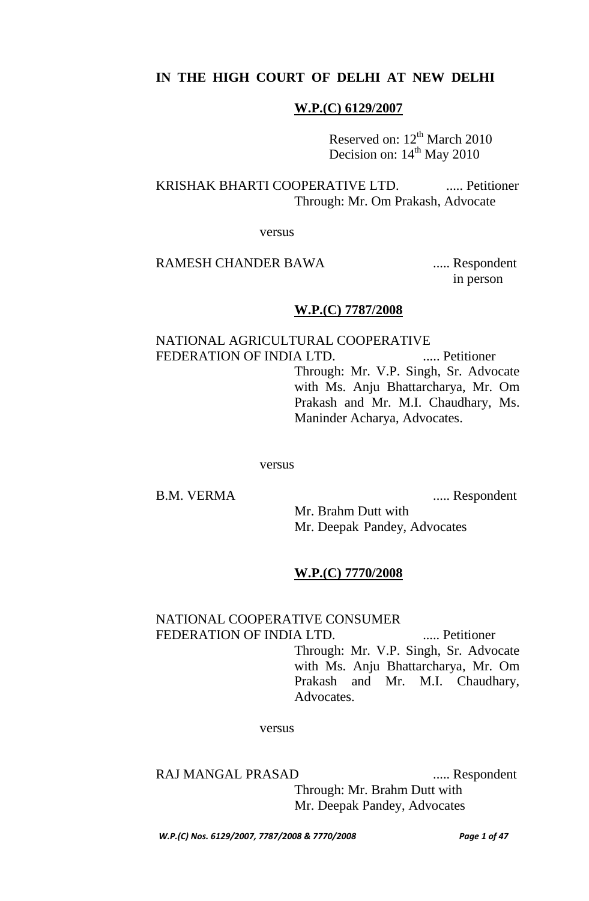**IN THE HIGH COURT OF DELHI AT NEW DELHI**

**W.P.(C) 6129/2007**

Reserved on: 12th March 2010
Decision on: 14th May 2010

KRISHAK BHARTI COOPERATIVE LTD. ..... Petitioner
Through: Mr. Om Prakash, Advocate

versus

RAMESH CHANDER BAWA ..... Respondent in person

**W.P.(C) 7787/2008**

NATIONAL AGRICULTURAL COOPERATIVE FEDERATION OF INDIA LTD. ..... Petitioner
Through: Mr. V.P. Singh, Sr. Advocate with Ms. Anju Bhattarcharya, Mr. Om Prakash and Mr. M.I. Chaudhary, Ms. Maninder Acharya, Advocates.

versus

B.M. VERMA ..... Respondent
Mr. Brahm Dutt with Mr. Deepak Pandey, Advocates

**W.P.(C) 7770/2008**

NATIONAL COOPERATIVE CONSUMER FEDERATION OF INDIA LTD. ..... Petitioner
Through: Mr. V.P. Singh, Sr. Advocate with Ms. Anju Bhattarcharya, Mr. Om Prakash and Mr. M.I. Chaudhary, Advocates.

versus

RAJ MANGAL PRASAD ..... Respondent
Through: Mr. Brahm Dutt with Mr. Deepak Pandey, Advocates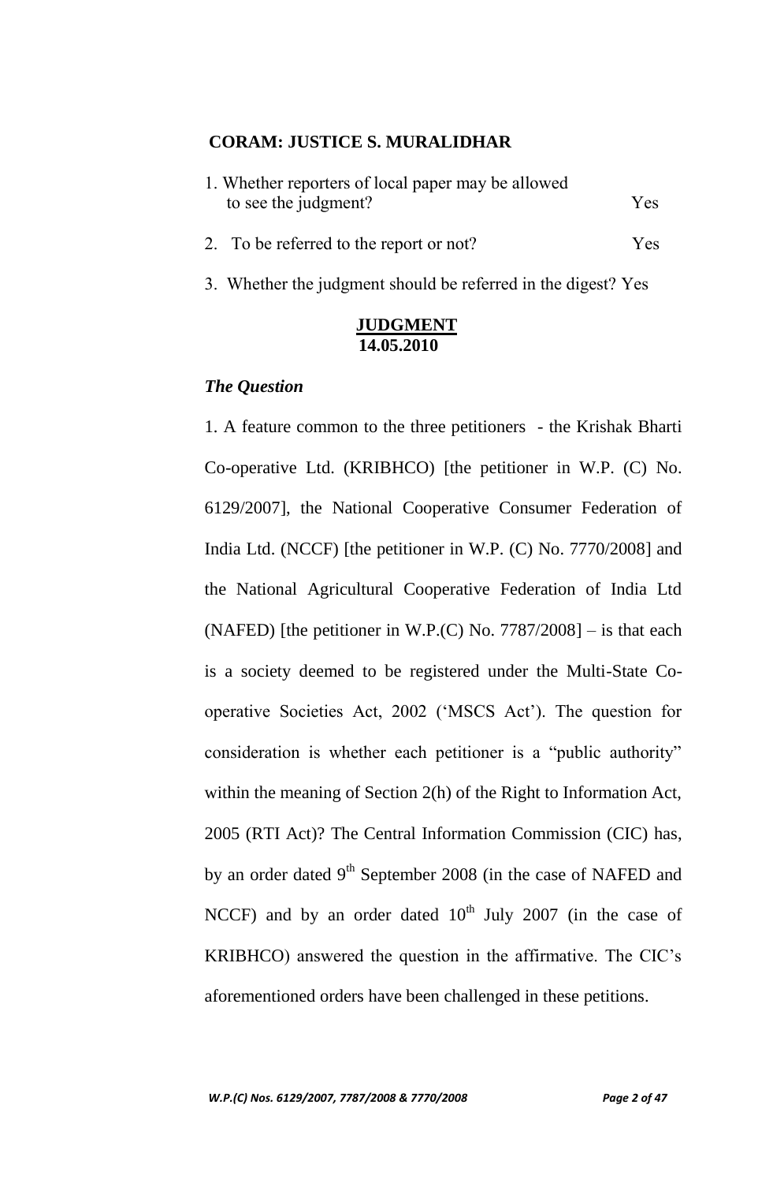**CORAM: JUSTICE S. MURALIDHAR**

1. Whether reporters of local paper may be allowed to see the judgment? Yes

2. To be referred to the report or not? Yes

3. Whether the judgment should be referred in the digest? Yes

**JUDGMENT**
**14.05.2010**

***The Question***

1. A feature common to the three petitioners - the Krishak Bharti Co-operative Ltd. (KRIBHCO) [the petitioner in W.P. (C) No. 6129/2007], the National Cooperative Consumer Federation of India Ltd. (NCCF) [the petitioner in W.P. (C) No. 7770/2008] and the National Agricultural Cooperative Federation of India Ltd (NAFED) [the petitioner in W.P.(C) No. 7787/2008] – is that each is a society deemed to be registered under the Multi-State Co-operative Societies Act, 2002 ('MSCS Act'). The question for consideration is whether each petitioner is a "public authority" within the meaning of Section 2(h) of the Right to Information Act, 2005 (RTI Act)? The Central Information Commission (CIC) has, by an order dated 9th September 2008 (in the case of NAFED and NCCF) and by an order dated 10th July 2007 (in the case of KRIBHCO) answered the question in the affirmative. The CIC's aforementioned orders have been challenged in these petitions.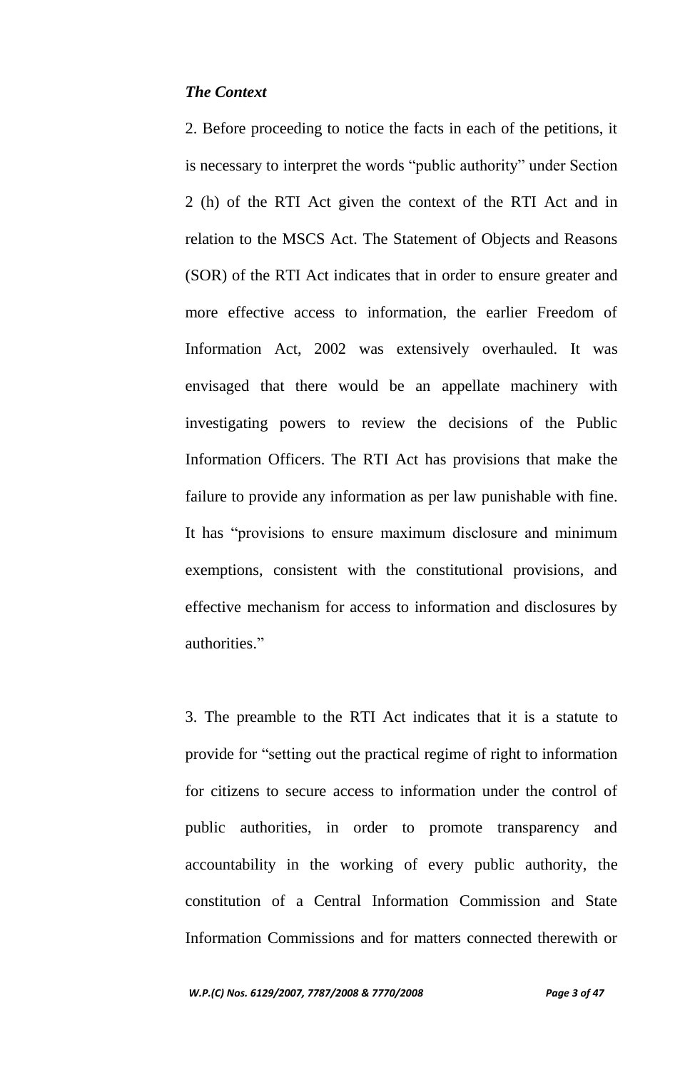***The Context***

2. Before proceeding to notice the facts in each of the petitions, it is necessary to interpret the words "public authority" under Section 2 (h) of the RTI Act given the context of the RTI Act and in relation to the MSCS Act. The Statement of Objects and Reasons (SOR) of the RTI Act indicates that in order to ensure greater and more effective access to information, the earlier Freedom of Information Act, 2002 was extensively overhauled. It was envisaged that there would be an appellate machinery with investigating powers to review the decisions of the Public Information Officers. The RTI Act has provisions that make the failure to provide any information as per law punishable with fine. It has "provisions to ensure maximum disclosure and minimum exemptions, consistent with the constitutional provisions, and effective mechanism for access to information and disclosures by authorities."

3. The preamble to the RTI Act indicates that it is a statute to provide for "setting out the practical regime of right to information for citizens to secure access to information under the control of public authorities, in order to promote transparency and accountability in the working of every public authority, the constitution of a Central Information Commission and State Information Commissions and for matters connected therewith or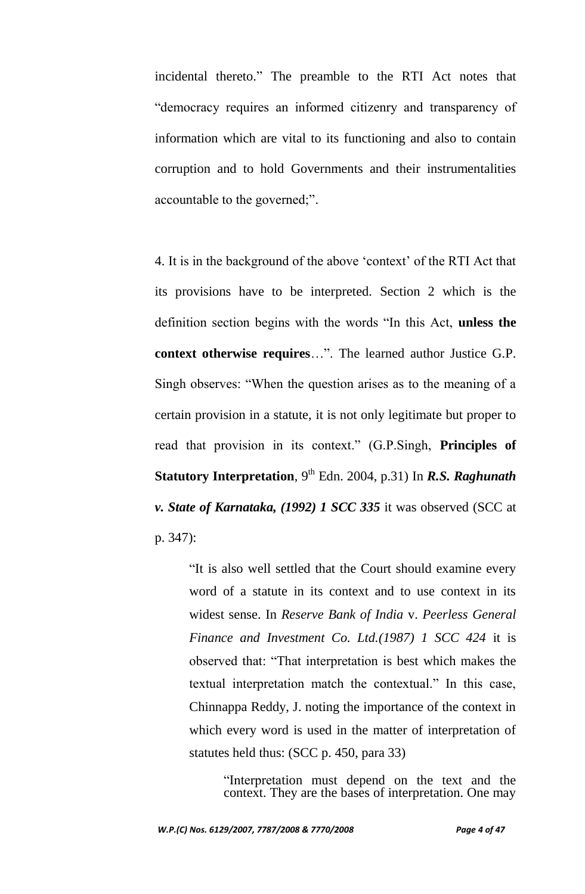incidental thereto." The preamble to the RTI Act notes that "democracy requires an informed citizenry and transparency of information which are vital to its functioning and also to contain corruption and to hold Governments and their instrumentalities accountable to the governed;".

4. It is in the background of the above 'context' of the RTI Act that its provisions have to be interpreted. Section 2 which is the definition section begins with the words "In this Act, **unless the context otherwise requires**…". The learned author Justice G.P. Singh observes: "When the question arises as to the meaning of a certain provision in a statute, it is not only legitimate but proper to read that provision in its context." (G.P.Singh, **Principles of Statutory Interpretation**, 9th Edn. 2004, p.31) In ***R.S. Raghunath v. State of Karnataka, (1992) 1 SCC 335*** it was observed (SCC at p. 347):

> "It is also well settled that the Court should examine every word of a statute in its context and to use context in its widest sense. In *Reserve Bank of India* v. *Peerless General Finance and Investment Co. Ltd.(1987) 1 SCC 424* it is observed that: "That interpretation is best which makes the textual interpretation match the contextual." In this case, Chinnappa Reddy, J. noting the importance of the context in which every word is used in the matter of interpretation of statutes held thus: (SCC p. 450, para 33)
>
> > "Interpretation must depend on the text and the context. They are the bases of interpretation. One may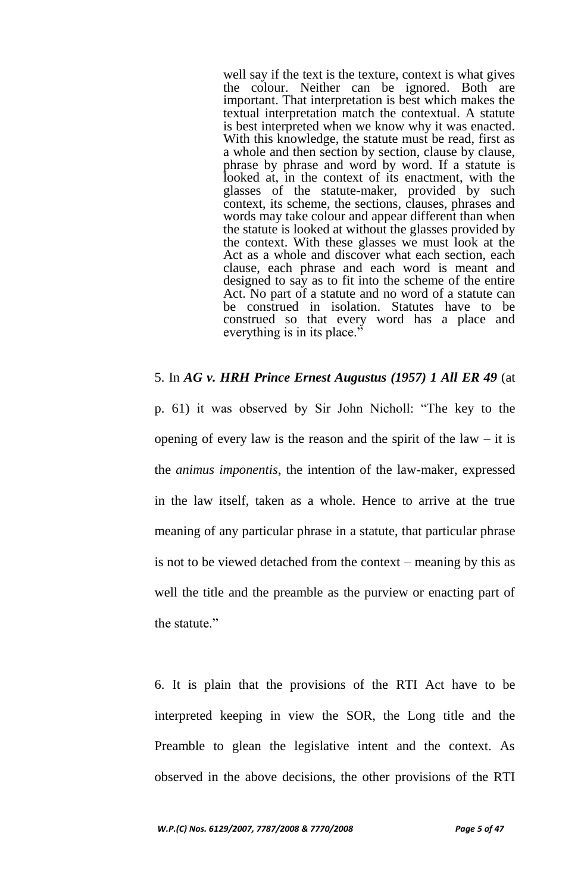> well say if the text is the texture, context is what gives the colour. Neither can be ignored. Both are important. That interpretation is best which makes the textual interpretation match the contextual. A statute is best interpreted when we know why it was enacted. With this knowledge, the statute must be read, first as a whole and then section by section, clause by clause, phrase by phrase and word by word. If a statute is looked at, in the context of its enactment, with the glasses of the statute-maker, provided by such context, its scheme, the sections, clauses, phrases and words may take colour and appear different than when the statute is looked at without the glasses provided by the context. With these glasses we must look at the Act as a whole and discover what each section, each clause, each phrase and each word is meant and designed to say as to fit into the scheme of the entire Act. No part of a statute and no word of a statute can be construed in isolation. Statutes have to be construed so that every word has a place and everything is in its place."

5. In ***AG v. HRH Prince Ernest Augustus (1957) 1 All ER 49*** (at p. 61) it was observed by Sir John Nicholl: "The key to the opening of every law is the reason and the spirit of the law – it is the *animus imponentis*, the intention of the law-maker, expressed in the law itself, taken as a whole. Hence to arrive at the true meaning of any particular phrase in a statute, that particular phrase is not to be viewed detached from the context – meaning by this as well the title and the preamble as the purview or enacting part of the statute."

6. It is plain that the provisions of the RTI Act have to be interpreted keeping in view the SOR, the Long title and the Preamble to glean the legislative intent and the context. As observed in the above decisions, the other provisions of the RTI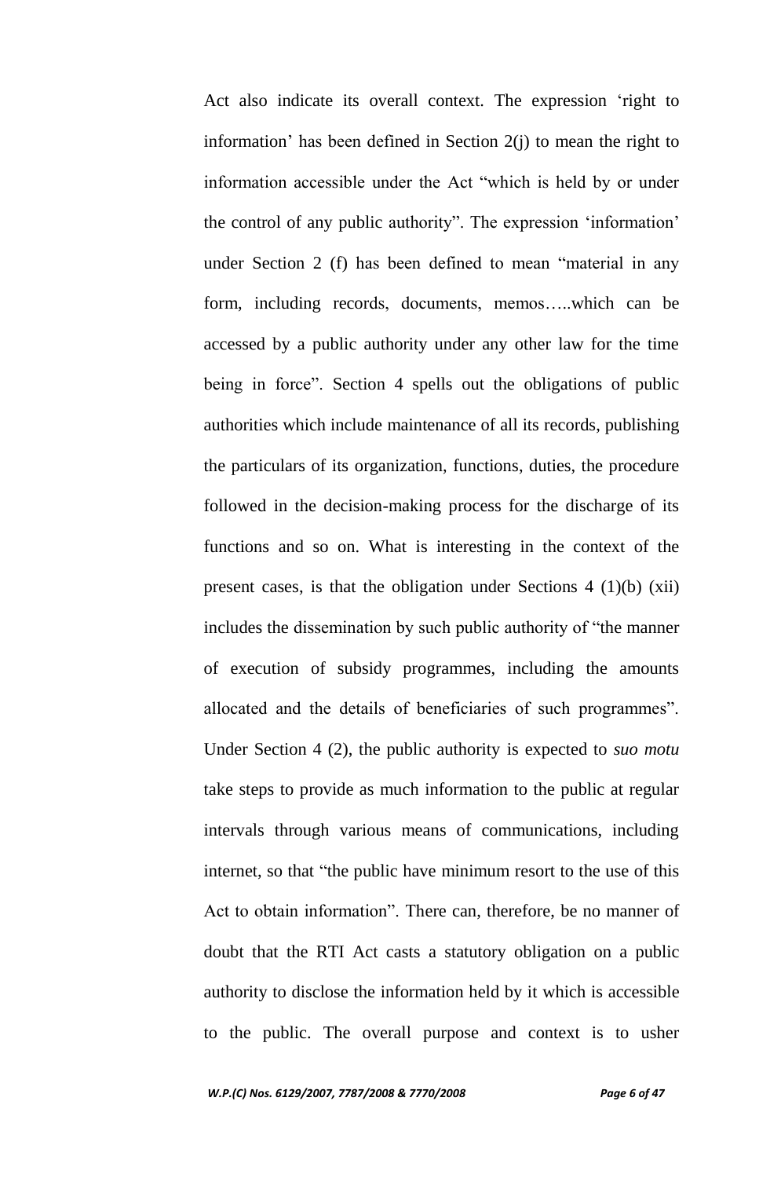Act also indicate its overall context. The expression 'right to information' has been defined in Section 2(j) to mean the right to information accessible under the Act "which is held by or under the control of any public authority". The expression 'information' under Section 2 (f) has been defined to mean "material in any form, including records, documents, memos…..which can be accessed by a public authority under any other law for the time being in force". Section 4 spells out the obligations of public authorities which include maintenance of all its records, publishing the particulars of its organization, functions, duties, the procedure followed in the decision-making process for the discharge of its functions and so on. What is interesting in the context of the present cases, is that the obligation under Sections 4 (1)(b) (xii) includes the dissemination by such public authority of "the manner of execution of subsidy programmes, including the amounts allocated and the details of beneficiaries of such programmes". Under Section 4 (2), the public authority is expected to *suo motu* take steps to provide as much information to the public at regular intervals through various means of communications, including internet, so that "the public have minimum resort to the use of this Act to obtain information". There can, therefore, be no manner of doubt that the RTI Act casts a statutory obligation on a public authority to disclose the information held by it which is accessible to the public. The overall purpose and context is to usher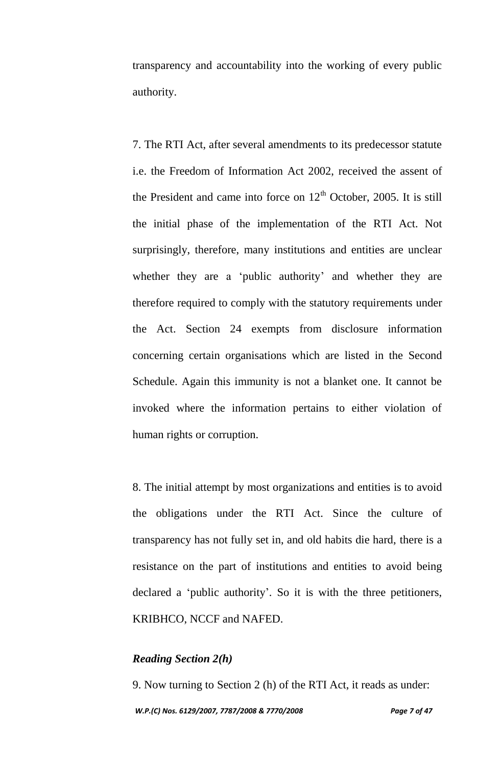transparency and accountability into the working of every public authority.

7. The RTI Act, after several amendments to its predecessor statute i.e. the Freedom of Information Act 2002, received the assent of the President and came into force on 12th October, 2005. It is still the initial phase of the implementation of the RTI Act. Not surprisingly, therefore, many institutions and entities are unclear whether they are a 'public authority' and whether they are therefore required to comply with the statutory requirements under the Act. Section 24 exempts from disclosure information concerning certain organisations which are listed in the Second Schedule. Again this immunity is not a blanket one. It cannot be invoked where the information pertains to either violation of human rights or corruption.

8. The initial attempt by most organizations and entities is to avoid the obligations under the RTI Act. Since the culture of transparency has not fully set in, and old habits die hard, there is a resistance on the part of institutions and entities to avoid being declared a 'public authority'. So it is with the three petitioners, KRIBHCO, NCCF and NAFED.

***Reading Section 2(h)***

9. Now turning to Section 2 (h) of the RTI Act, it reads as under: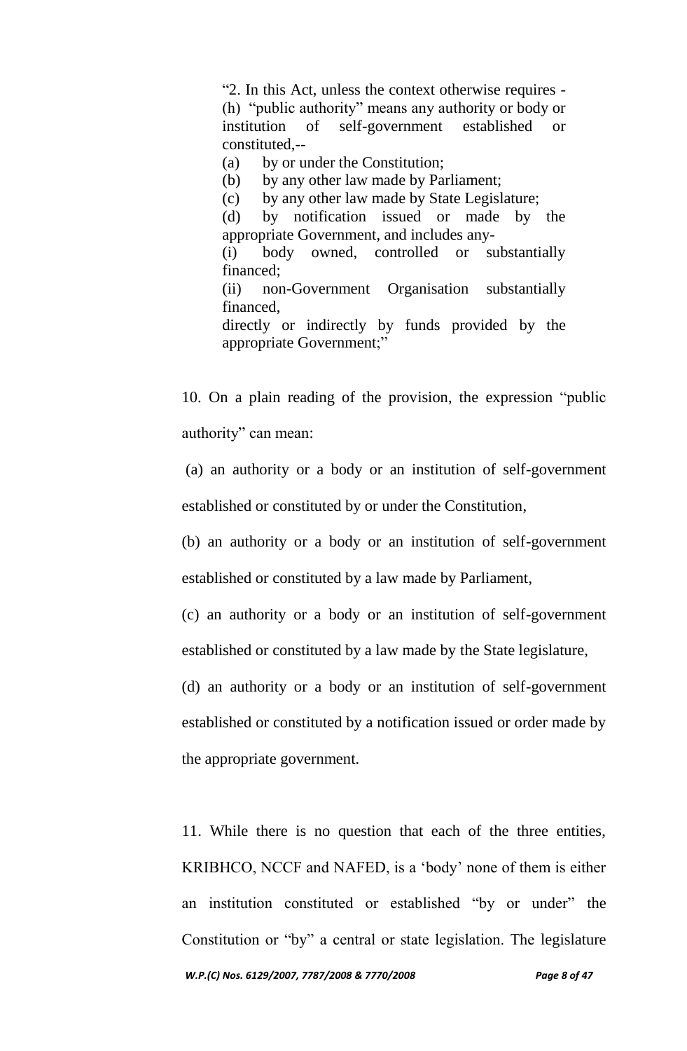> "2. In this Act, unless the context otherwise requires -
> (h) "public authority" means any authority or body or institution of self-government established or constituted,--
> (a) by or under the Constitution;
> (b) by any other law made by Parliament;
> (c) by any other law made by State Legislature;
> (d) by notification issued or made by the appropriate Government, and includes any-
> (i) body owned, controlled or substantially financed;
> (ii) non-Government Organisation substantially financed,
> directly or indirectly by funds provided by the appropriate Government;"

10. On a plain reading of the provision, the expression "public authority" can mean:

(a) an authority or a body or an institution of self-government established or constituted by or under the Constitution,

(b) an authority or a body or an institution of self-government established or constituted by a law made by Parliament,

(c) an authority or a body or an institution of self-government established or constituted by a law made by the State legislature,

(d) an authority or a body or an institution of self-government established or constituted by a notification issued or order made by the appropriate government.

11. While there is no question that each of the three entities, KRIBHCO, NCCF and NAFED, is a 'body' none of them is either an institution constituted or established "by or under" the Constitution or "by" a central or state legislation. The legislature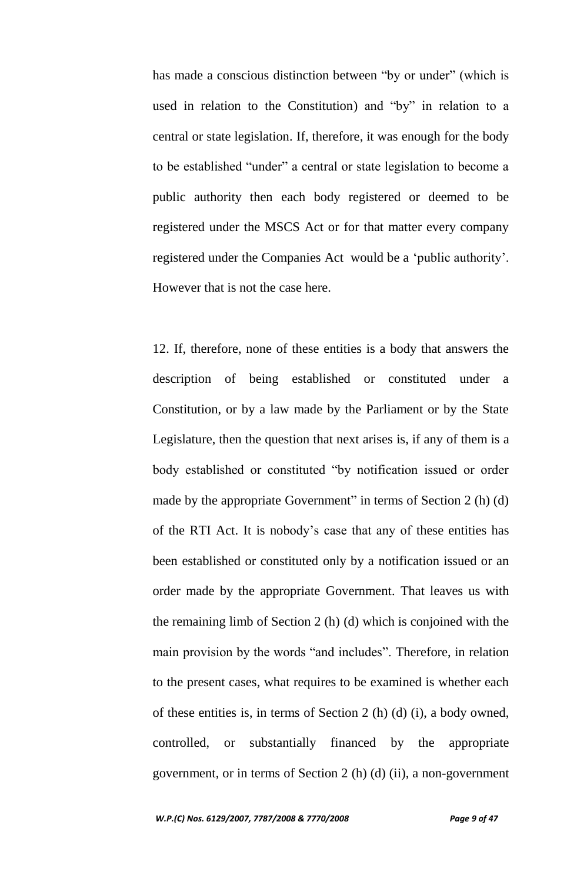has made a conscious distinction between "by or under" (which is used in relation to the Constitution) and "by" in relation to a central or state legislation. If, therefore, it was enough for the body to be established "under" a central or state legislation to become a public authority then each body registered or deemed to be registered under the MSCS Act or for that matter every company registered under the Companies Act would be a 'public authority'. However that is not the case here.

12. If, therefore, none of these entities is a body that answers the description of being established or constituted under a Constitution, or by a law made by the Parliament or by the State Legislature, then the question that next arises is, if any of them is a body established or constituted "by notification issued or order made by the appropriate Government" in terms of Section 2 (h) (d) of the RTI Act. It is nobody's case that any of these entities has been established or constituted only by a notification issued or an order made by the appropriate Government. That leaves us with the remaining limb of Section 2 (h) (d) which is conjoined with the main provision by the words "and includes". Therefore, in relation to the present cases, what requires to be examined is whether each of these entities is, in terms of Section 2 (h) (d) (i), a body owned, controlled, or substantially financed by the appropriate government, or in terms of Section 2 (h) (d) (ii), a non-government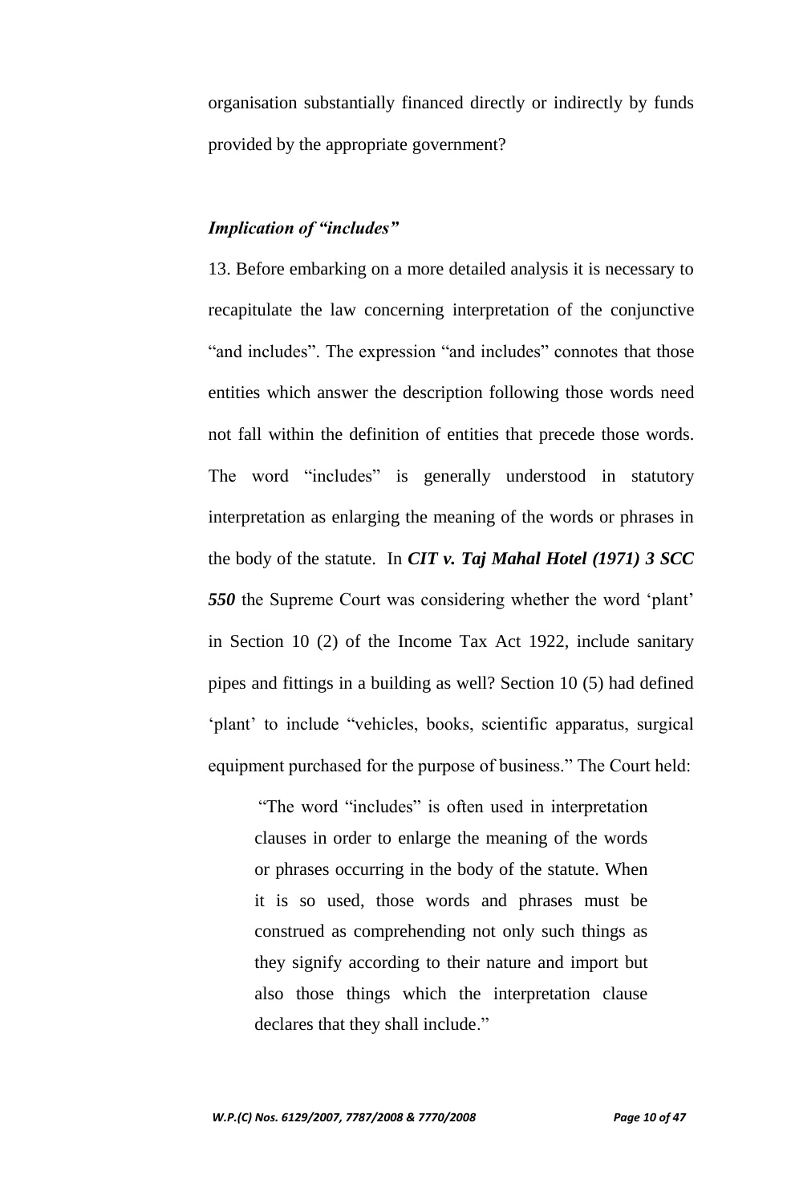organisation substantially financed directly or indirectly by funds provided by the appropriate government?

### *Implication of "includes"*

13. Before embarking on a more detailed analysis it is necessary to recapitulate the law concerning interpretation of the conjunctive "and includes". The expression "and includes" connotes that those entities which answer the description following those words need not fall within the definition of entities that precede those words. The word "includes" is generally understood in statutory interpretation as enlarging the meaning of the words or phrases in the body of the statute. In ***CIT v. Taj Mahal Hotel (1971) 3 SCC 550*** the Supreme Court was considering whether the word 'plant' in Section 10 (2) of the Income Tax Act 1922, include sanitary pipes and fittings in a building as well? Section 10 (5) had defined 'plant' to include "vehicles, books, scientific apparatus, surgical equipment purchased for the purpose of business." The Court held:

> "The word "includes" is often used in interpretation clauses in order to enlarge the meaning of the words or phrases occurring in the body of the statute. When it is so used, those words and phrases must be construed as comprehending not only such things as they signify according to their nature and import but also those things which the interpretation clause declares that they shall include."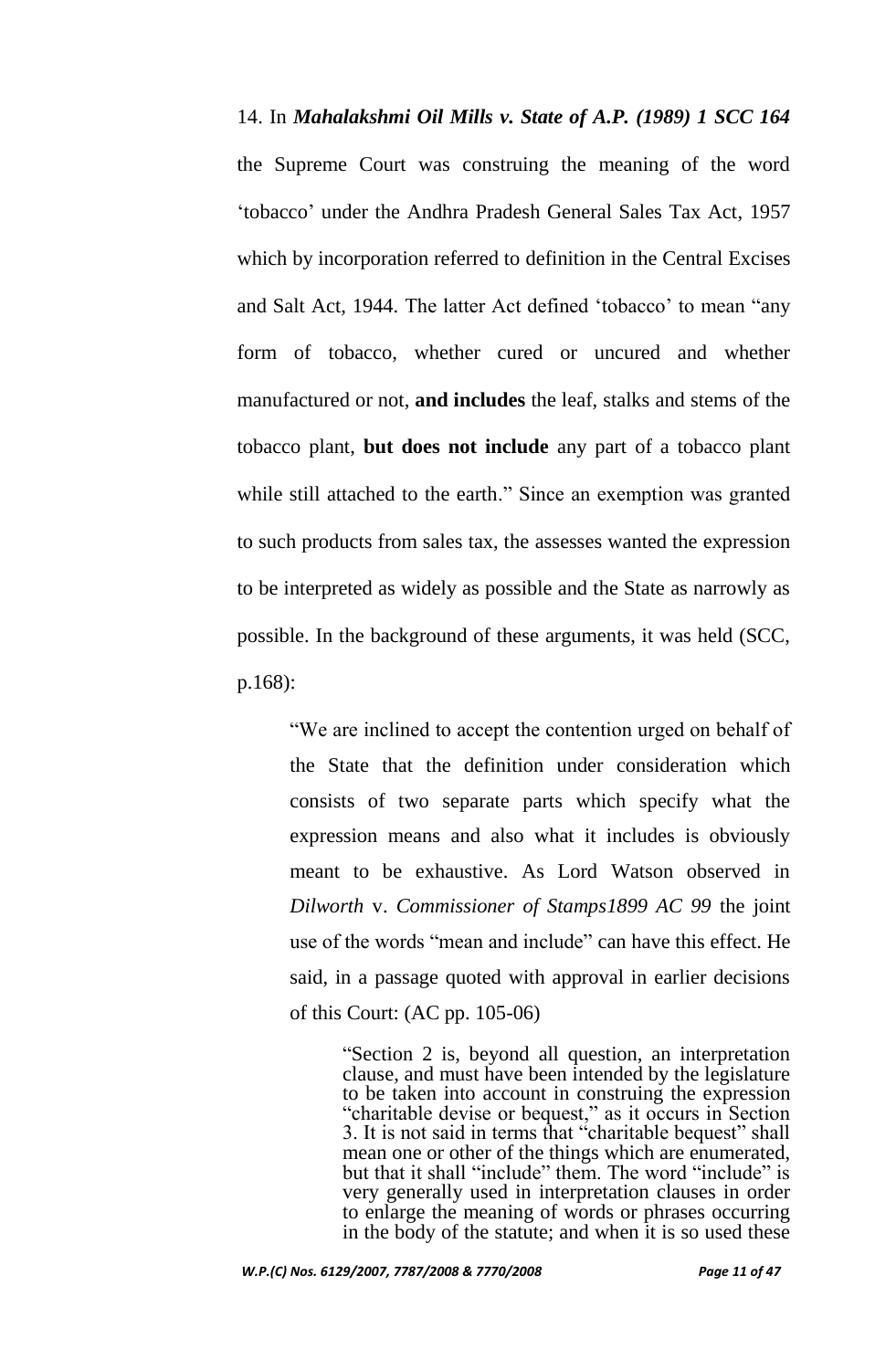14. In ***Mahalakshmi Oil Mills v. State of A.P. (1989) 1 SCC 164*** the Supreme Court was construing the meaning of the word 'tobacco' under the Andhra Pradesh General Sales Tax Act, 1957 which by incorporation referred to definition in the Central Excises and Salt Act, 1944. The latter Act defined 'tobacco' to mean "any form of tobacco, whether cured or uncured and whether manufactured or not, **and includes** the leaf, stalks and stems of the tobacco plant, **but does not include** any part of a tobacco plant while still attached to the earth." Since an exemption was granted to such products from sales tax, the assesses wanted the expression to be interpreted as widely as possible and the State as narrowly as possible. In the background of these arguments, it was held (SCC, p.168):

> "We are inclined to accept the contention urged on behalf of the State that the definition under consideration which consists of two separate parts which specify what the expression means and also what it includes is obviously meant to be exhaustive. As Lord Watson observed in *Dilworth* v. *Commissioner of Stamps1899 AC 99* the joint use of the words "mean and include" can have this effect. He said, in a passage quoted with approval in earlier decisions of this Court: (AC pp. 105-06)
>
> > "Section 2 is, beyond all question, an interpretation clause, and must have been intended by the legislature to be taken into account in construing the expression "charitable devise or bequest," as it occurs in Section 3. It is not said in terms that "charitable bequest" shall mean one or other of the things which are enumerated, but that it shall "include" them. The word "include" is very generally used in interpretation clauses in order to enlarge the meaning of words or phrases occurring in the body of the statute; and when it is so used these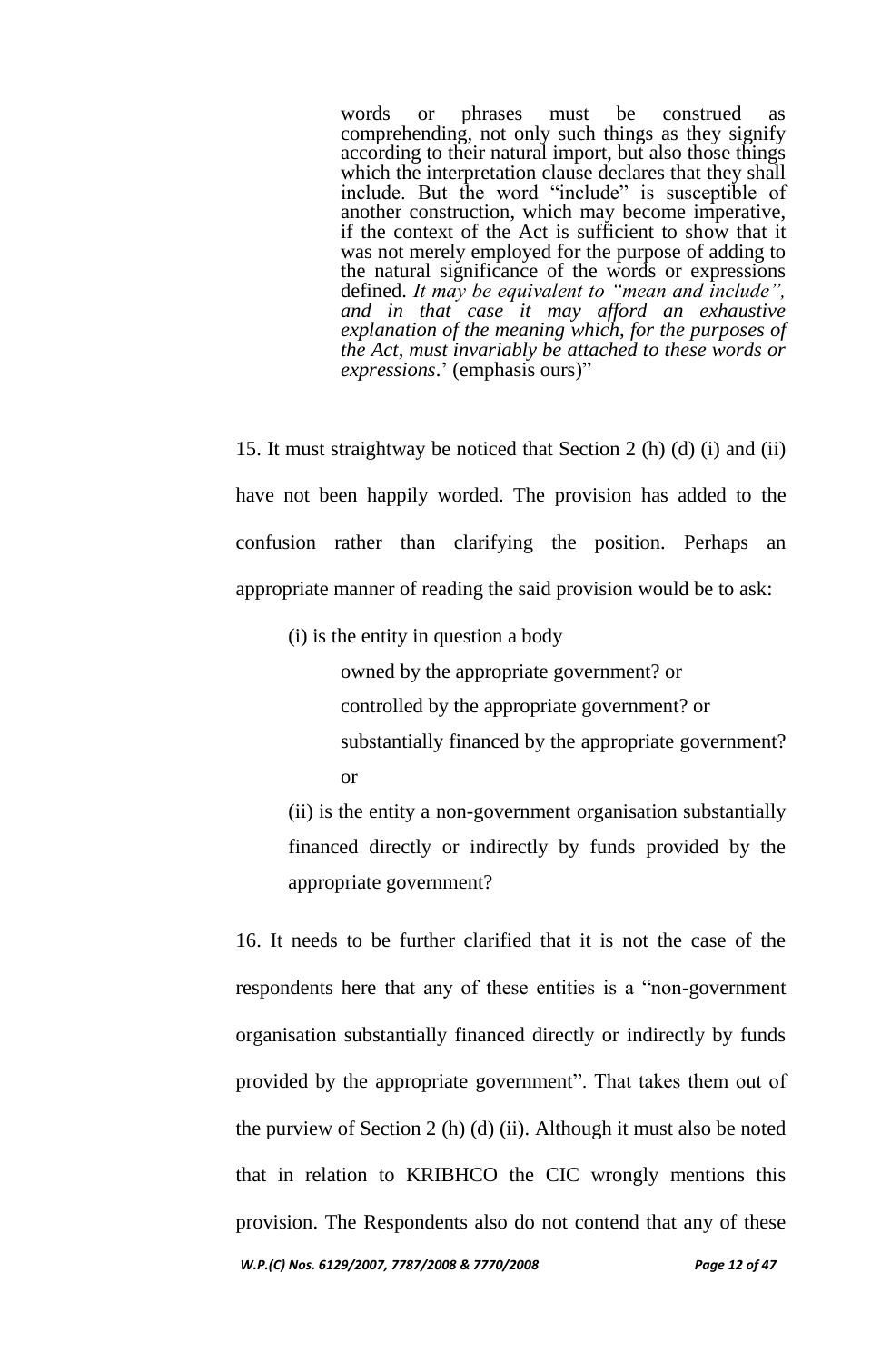> words or phrases must be construed as comprehending, not only such things as they signify according to their natural import, but also those things which the interpretation clause declares that they shall include. But the word "include" is susceptible of another construction, which may become imperative, if the context of the Act is sufficient to show that it was not merely employed for the purpose of adding to the natural significance of the words or expressions defined. *It may be equivalent to "mean and include", and in that case it may afford an exhaustive explanation of the meaning which, for the purposes of the Act, must invariably be attached to these words or expressions*.' (emphasis ours)"

15. It must straightway be noticed that Section 2 (h) (d) (i) and (ii) have not been happily worded. The provision has added to the confusion rather than clarifying the position. Perhaps an appropriate manner of reading the said provision would be to ask:

> (i) is the entity in question a body
>
> > owned by the appropriate government? or
> >
> > controlled by the appropriate government? or
> >
> > substantially financed by the appropriate government? or
>
> (ii) is the entity a non-government organisation substantially financed directly or indirectly by funds provided by the appropriate government?

16. It needs to be further clarified that it is not the case of the respondents here that any of these entities is a "non-government organisation substantially financed directly or indirectly by funds provided by the appropriate government". That takes them out of the purview of Section 2 (h) (d) (ii). Although it must also be noted that in relation to KRIBHCO the CIC wrongly mentions this provision. The Respondents also do not contend that any of these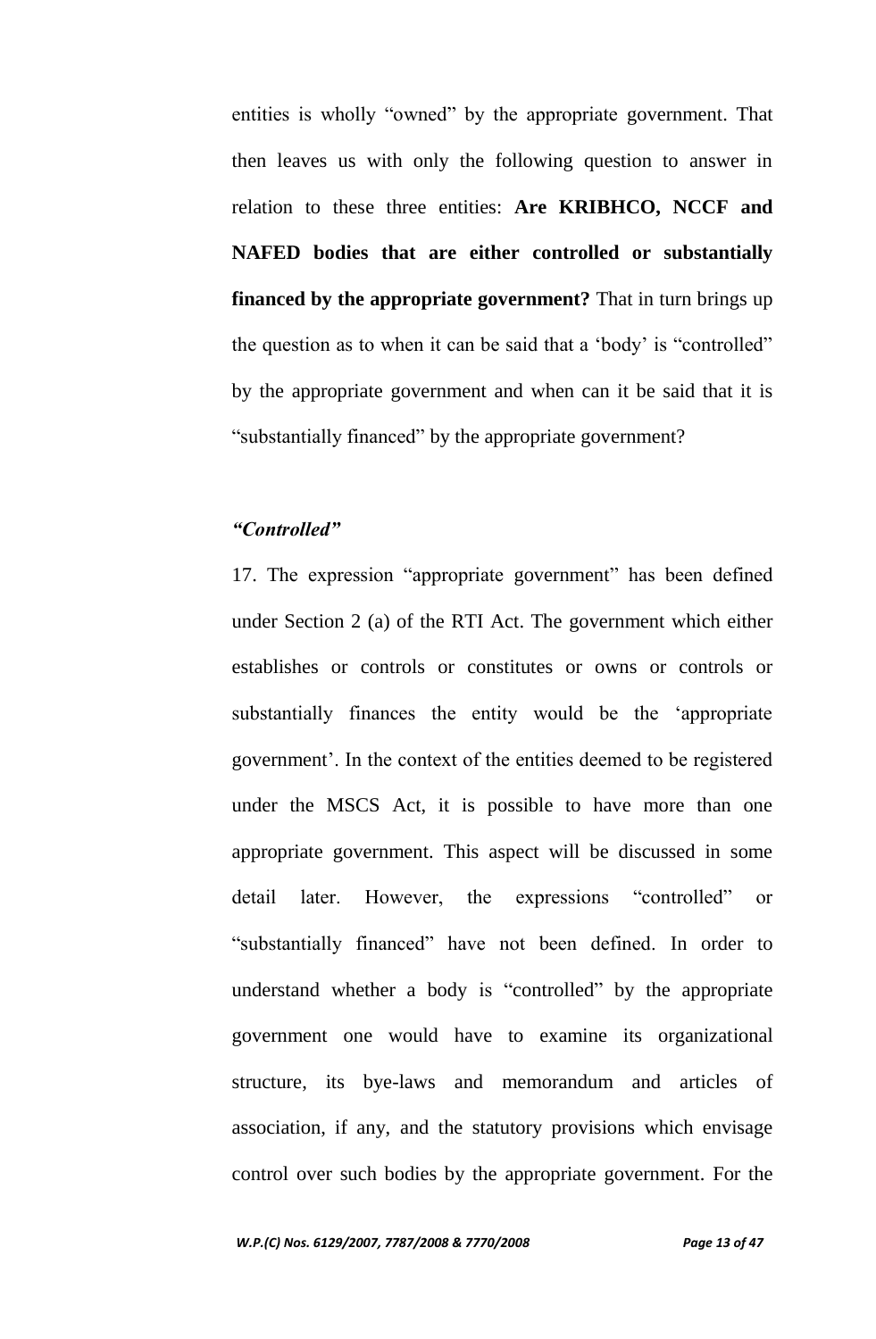entities is wholly "owned" by the appropriate government. That then leaves us with only the following question to answer in relation to these three entities: **Are KRIBHCO, NCCF and NAFED bodies that are either controlled or substantially financed by the appropriate government?** That in turn brings up the question as to when it can be said that a 'body' is "controlled" by the appropriate government and when can it be said that it is "substantially financed" by the appropriate government?

***"Controlled"***

17. The expression "appropriate government" has been defined under Section 2 (a) of the RTI Act. The government which either establishes or controls or constitutes or owns or controls or substantially finances the entity would be the 'appropriate government'. In the context of the entities deemed to be registered under the MSCS Act, it is possible to have more than one appropriate government. This aspect will be discussed in some detail later. However, the expressions "controlled" or "substantially financed" have not been defined. In order to understand whether a body is "controlled" by the appropriate government one would have to examine its organizational structure, its bye-laws and memorandum and articles of association, if any, and the statutory provisions which envisage control over such bodies by the appropriate government. For the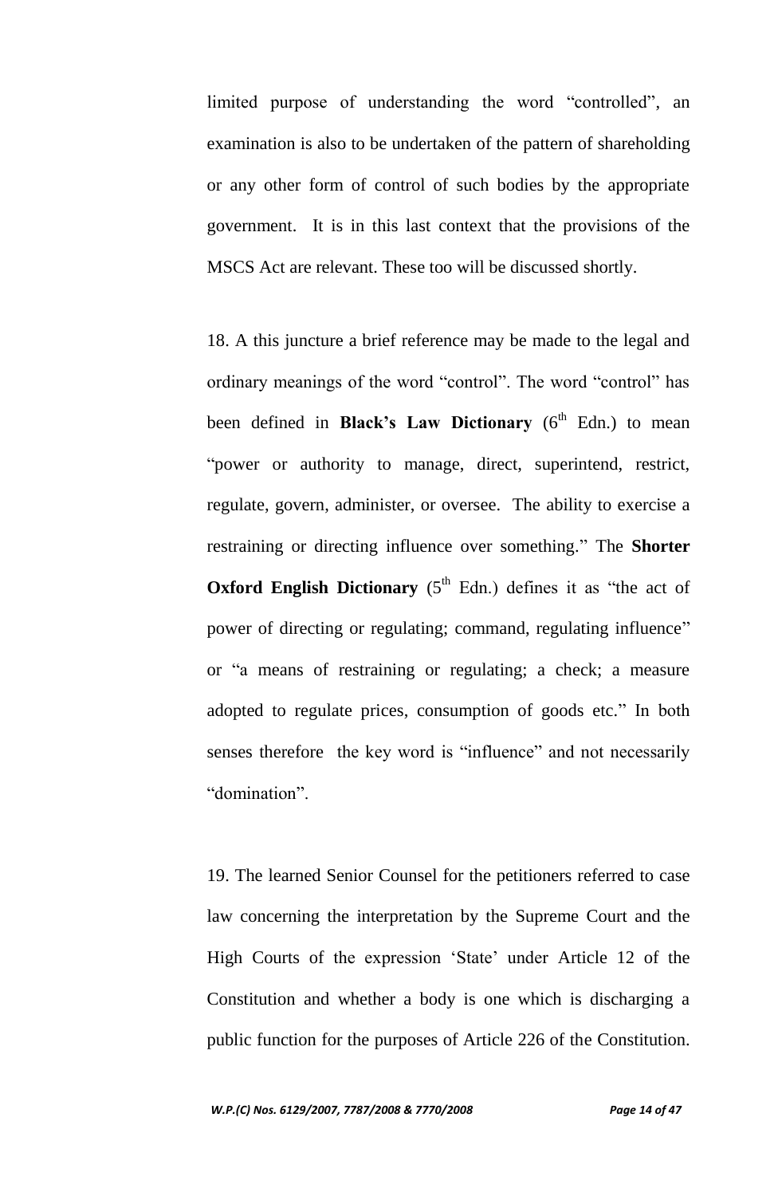limited purpose of understanding the word "controlled", an examination is also to be undertaken of the pattern of shareholding or any other form of control of such bodies by the appropriate government. It is in this last context that the provisions of the MSCS Act are relevant. These too will be discussed shortly.

18. A this juncture a brief reference may be made to the legal and ordinary meanings of the word "control". The word "control" has been defined in **Black's Law Dictionary** (6th Edn.) to mean "power or authority to manage, direct, superintend, restrict, regulate, govern, administer, or oversee. The ability to exercise a restraining or directing influence over something." The **Shorter Oxford English Dictionary** (5th Edn.) defines it as "the act of power of directing or regulating; command, regulating influence" or "a means of restraining or regulating; a check; a measure adopted to regulate prices, consumption of goods etc." In both senses therefore the key word is "influence" and not necessarily "domination".

19. The learned Senior Counsel for the petitioners referred to case law concerning the interpretation by the Supreme Court and the High Courts of the expression 'State' under Article 12 of the Constitution and whether a body is one which is discharging a public function for the purposes of Article 226 of the Constitution.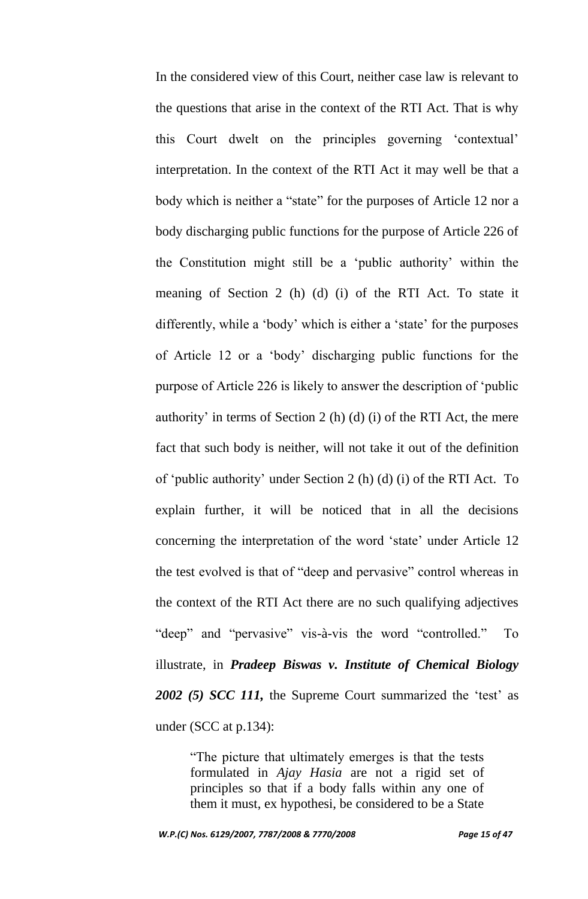In the considered view of this Court, neither case law is relevant to the questions that arise in the context of the RTI Act. That is why this Court dwelt on the principles governing 'contextual' interpretation. In the context of the RTI Act it may well be that a body which is neither a "state" for the purposes of Article 12 nor a body discharging public functions for the purpose of Article 226 of the Constitution might still be a 'public authority' within the meaning of Section 2 (h) (d) (i) of the RTI Act. To state it differently, while a 'body' which is either a 'state' for the purposes of Article 12 or a 'body' discharging public functions for the purpose of Article 226 is likely to answer the description of 'public authority' in terms of Section 2 (h) (d) (i) of the RTI Act, the mere fact that such body is neither, will not take it out of the definition of 'public authority' under Section 2 (h) (d) (i) of the RTI Act. To explain further, it will be noticed that in all the decisions concerning the interpretation of the word 'state' under Article 12 the test evolved is that of "deep and pervasive" control whereas in the context of the RTI Act there are no such qualifying adjectives "deep" and "pervasive" vis-à-vis the word "controlled." To illustrate, in ***Pradeep Biswas v. Institute of Chemical Biology 2002 (5) SCC 111,*** the Supreme Court summarized the 'test' as under (SCC at p.134):

> "The picture that ultimately emerges is that the tests formulated in *Ajay Hasia* are not a rigid set of principles so that if a body falls within any one of them it must, ex hypothesi, be considered to be a State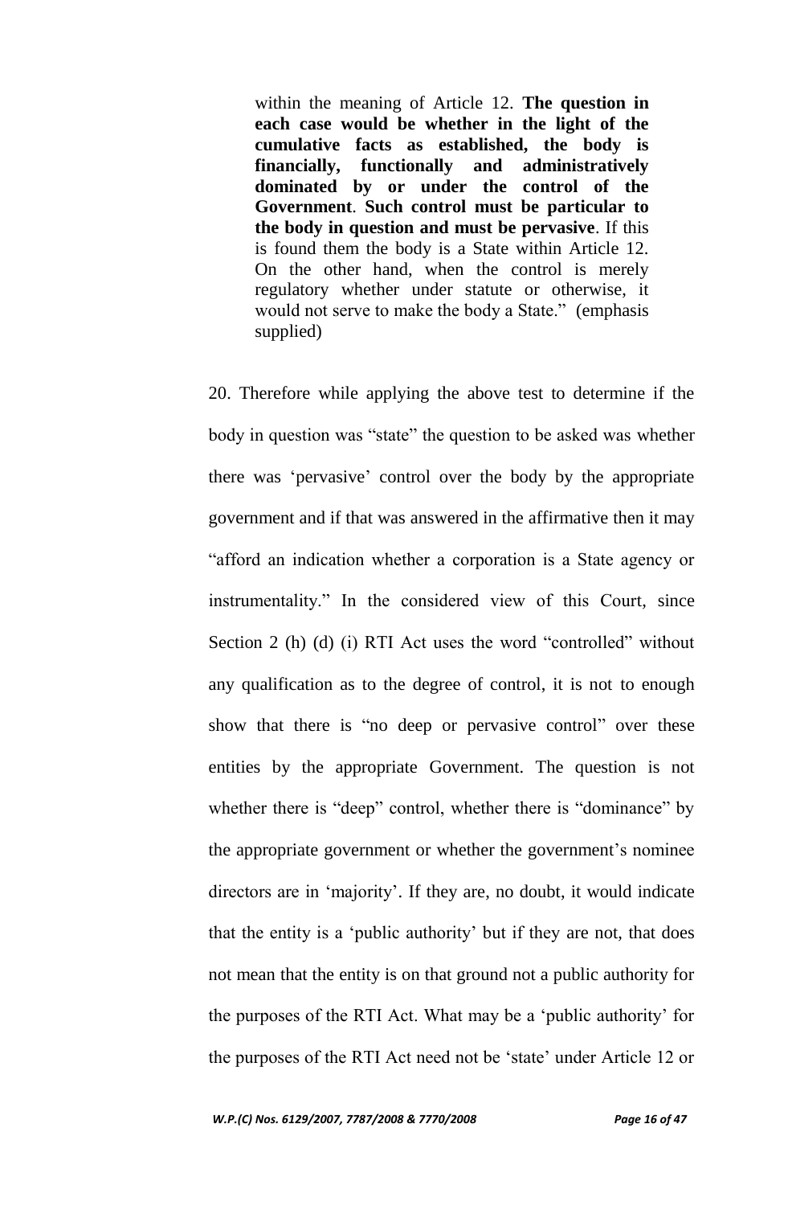> within the meaning of Article 12. **The question in each case would be whether in the light of the cumulative facts as established, the body is financially, functionally and administratively dominated by or under the control of the Government**. **Such control must be particular to the body in question and must be pervasive**. If this is found them the body is a State within Article 12. On the other hand, when the control is merely regulatory whether under statute or otherwise, it would not serve to make the body a State." (emphasis supplied)

20. Therefore while applying the above test to determine if the body in question was "state" the question to be asked was whether there was 'pervasive' control over the body by the appropriate government and if that was answered in the affirmative then it may "afford an indication whether a corporation is a State agency or instrumentality." In the considered view of this Court, since Section 2 (h) (d) (i) RTI Act uses the word "controlled" without any qualification as to the degree of control, it is not to enough show that there is "no deep or pervasive control" over these entities by the appropriate Government. The question is not whether there is "deep" control, whether there is "dominance" by the appropriate government or whether the government's nominee directors are in 'majority'. If they are, no doubt, it would indicate that the entity is a 'public authority' but if they are not, that does not mean that the entity is on that ground not a public authority for the purposes of the RTI Act. What may be a 'public authority' for the purposes of the RTI Act need not be 'state' under Article 12 or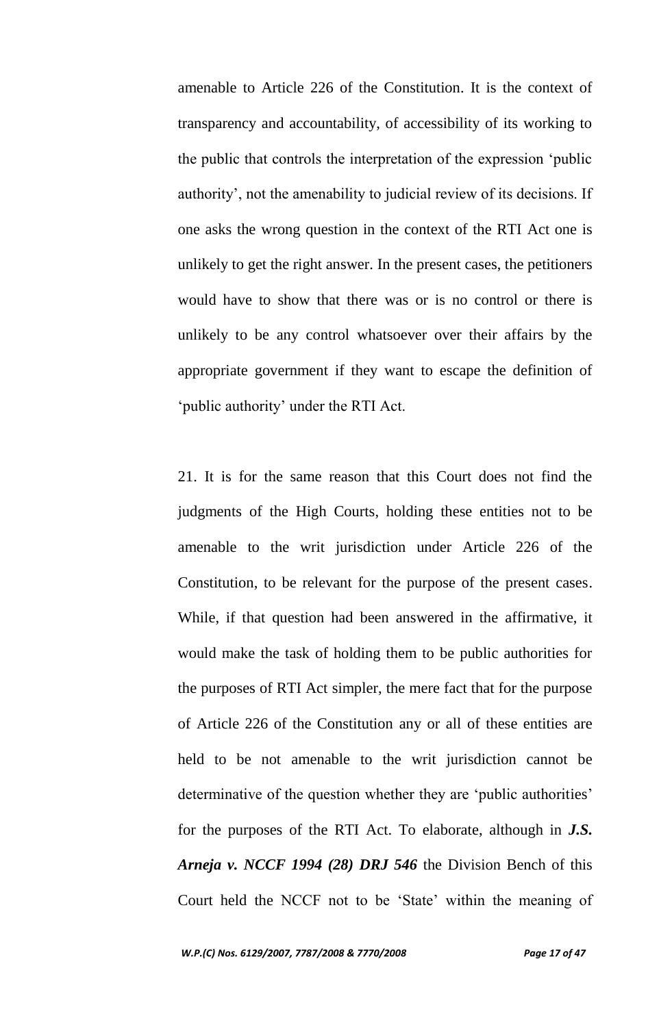amenable to Article 226 of the Constitution. It is the context of transparency and accountability, of accessibility of its working to the public that controls the interpretation of the expression 'public authority', not the amenability to judicial review of its decisions. If one asks the wrong question in the context of the RTI Act one is unlikely to get the right answer. In the present cases, the petitioners would have to show that there was or is no control or there is unlikely to be any control whatsoever over their affairs by the appropriate government if they want to escape the definition of 'public authority' under the RTI Act.

21. It is for the same reason that this Court does not find the judgments of the High Courts, holding these entities not to be amenable to the writ jurisdiction under Article 226 of the Constitution, to be relevant for the purpose of the present cases. While, if that question had been answered in the affirmative, it would make the task of holding them to be public authorities for the purposes of RTI Act simpler, the mere fact that for the purpose of Article 226 of the Constitution any or all of these entities are held to be not amenable to the writ jurisdiction cannot be determinative of the question whether they are 'public authorities' for the purposes of the RTI Act. To elaborate, although in ***J.S. Arneja v. NCCF 1994 (28) DRJ 546*** the Division Bench of this Court held the NCCF not to be 'State' within the meaning of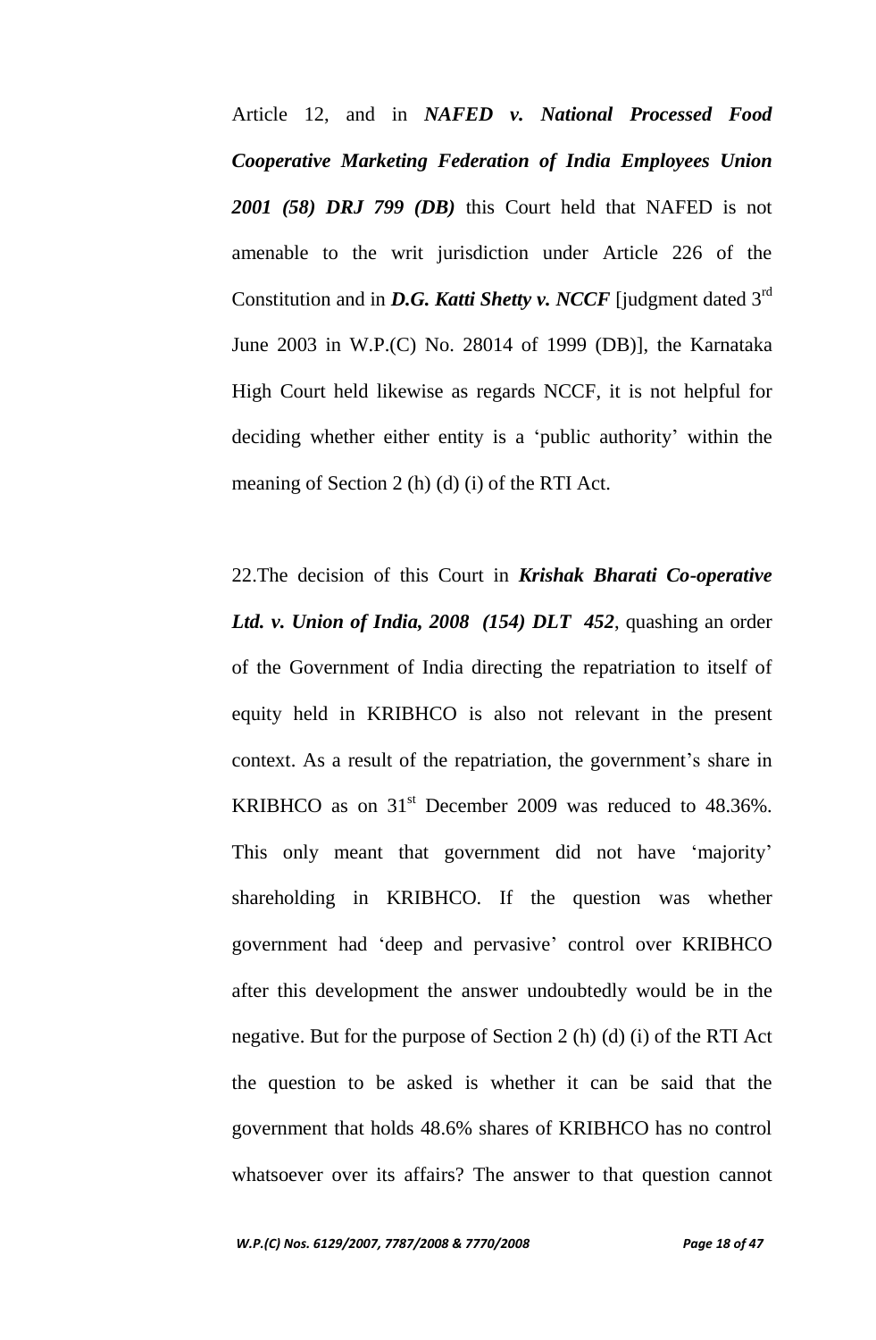Article 12, and in ***NAFED v. National Processed Food Cooperative Marketing Federation of India Employees Union 2001 (58) DRJ 799 (DB)*** this Court held that NAFED is not amenable to the writ jurisdiction under Article 226 of the Constitution and in ***D.G. Katti Shetty v. NCCF*** [judgment dated 3rd June 2003 in W.P.(C) No. 28014 of 1999 (DB)], the Karnataka High Court held likewise as regards NCCF, it is not helpful for deciding whether either entity is a 'public authority' within the meaning of Section 2 (h) (d) (i) of the RTI Act.

22.The decision of this Court in ***Krishak Bharati Co-operative Ltd. v. Union of India, 2008 (154) DLT 452***, quashing an order of the Government of India directing the repatriation to itself of equity held in KRIBHCO is also not relevant in the present context. As a result of the repatriation, the government's share in KRIBHCO as on 31st December 2009 was reduced to 48.36%. This only meant that government did not have 'majority' shareholding in KRIBHCO. If the question was whether government had 'deep and pervasive' control over KRIBHCO after this development the answer undoubtedly would be in the negative. But for the purpose of Section 2 (h) (d) (i) of the RTI Act the question to be asked is whether it can be said that the government that holds 48.6% shares of KRIBHCO has no control whatsoever over its affairs? The answer to that question cannot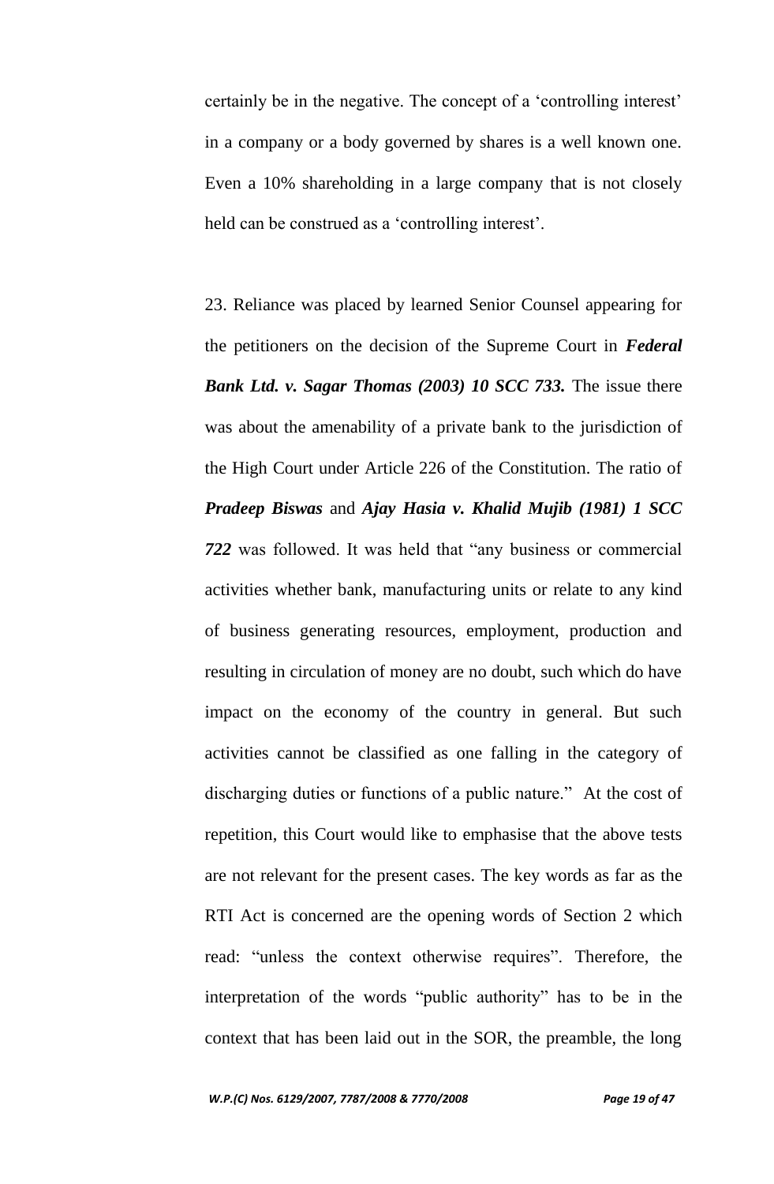certainly be in the negative. The concept of a 'controlling interest' in a company or a body governed by shares is a well known one. Even a 10% shareholding in a large company that is not closely held can be construed as a 'controlling interest'.

23. Reliance was placed by learned Senior Counsel appearing for the petitioners on the decision of the Supreme Court in ***Federal Bank Ltd. v. Sagar Thomas (2003) 10 SCC 733.*** The issue there was about the amenability of a private bank to the jurisdiction of the High Court under Article 226 of the Constitution. The ratio of ***Pradeep Biswas*** and ***Ajay Hasia v. Khalid Mujib (1981) 1 SCC 722*** was followed. It was held that "any business or commercial activities whether bank, manufacturing units or relate to any kind of business generating resources, employment, production and resulting in circulation of money are no doubt, such which do have impact on the economy of the country in general. But such activities cannot be classified as one falling in the category of discharging duties or functions of a public nature." At the cost of repetition, this Court would like to emphasise that the above tests are not relevant for the present cases. The key words as far as the RTI Act is concerned are the opening words of Section 2 which read: "unless the context otherwise requires". Therefore, the interpretation of the words "public authority" has to be in the context that has been laid out in the SOR, the preamble, the long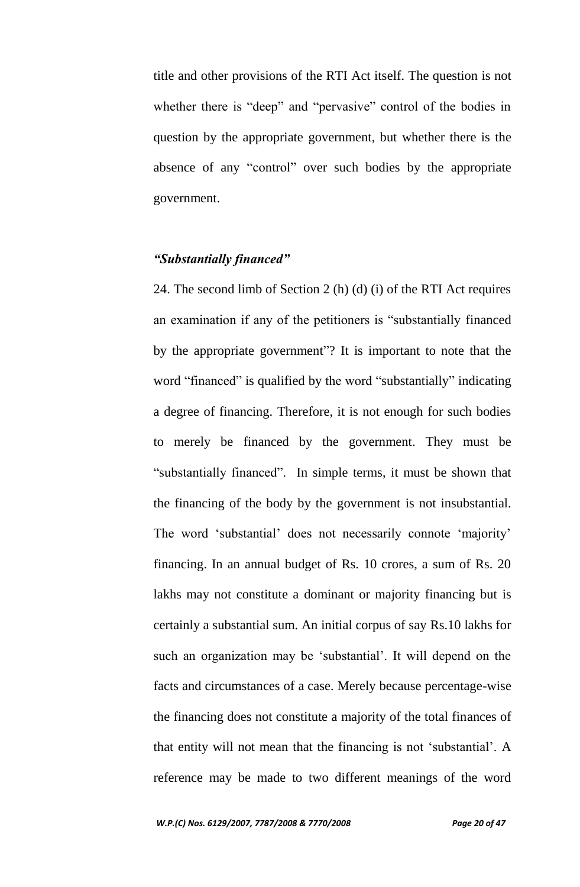title and other provisions of the RTI Act itself. The question is not whether there is "deep" and "pervasive" control of the bodies in question by the appropriate government, but whether there is the absence of any "control" over such bodies by the appropriate government.

***"Substantially financed"***

24. The second limb of Section 2 (h) (d) (i) of the RTI Act requires an examination if any of the petitioners is "substantially financed by the appropriate government"? It is important to note that the word "financed" is qualified by the word "substantially" indicating a degree of financing. Therefore, it is not enough for such bodies to merely be financed by the government. They must be "substantially financed". In simple terms, it must be shown that the financing of the body by the government is not insubstantial. The word 'substantial' does not necessarily connote 'majority' financing. In an annual budget of Rs. 10 crores, a sum of Rs. 20 lakhs may not constitute a dominant or majority financing but is certainly a substantial sum. An initial corpus of say Rs.10 lakhs for such an organization may be 'substantial'. It will depend on the facts and circumstances of a case. Merely because percentage-wise the financing does not constitute a majority of the total finances of that entity will not mean that the financing is not 'substantial'. A reference may be made to two different meanings of the word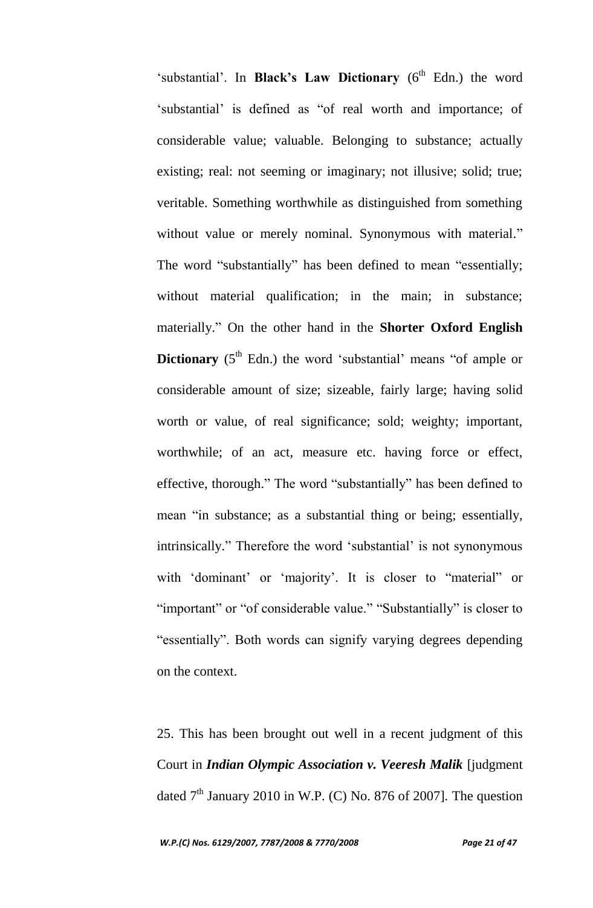'substantial'. In **Black's Law Dictionary** (6th Edn.) the word 'substantial' is defined as "of real worth and importance; of considerable value; valuable. Belonging to substance; actually existing; real: not seeming or imaginary; not illusive; solid; true; veritable. Something worthwhile as distinguished from something without value or merely nominal. Synonymous with material." The word "substantially" has been defined to mean "essentially; without material qualification; in the main; in substance; materially." On the other hand in the **Shorter Oxford English Dictionary** (5th Edn.) the word 'substantial' means "of ample or considerable amount of size; sizeable, fairly large; having solid worth or value, of real significance; sold; weighty; important, worthwhile; of an act, measure etc. having force or effect, effective, thorough." The word "substantially" has been defined to mean "in substance; as a substantial thing or being; essentially, intrinsically." Therefore the word 'substantial' is not synonymous with 'dominant' or 'majority'. It is closer to "material" or "important" or "of considerable value." "Substantially" is closer to "essentially". Both words can signify varying degrees depending on the context.

25. This has been brought out well in a recent judgment of this Court in ***Indian Olympic Association v. Veeresh Malik*** [judgment dated 7th January 2010 in W.P. (C) No. 876 of 2007]. The question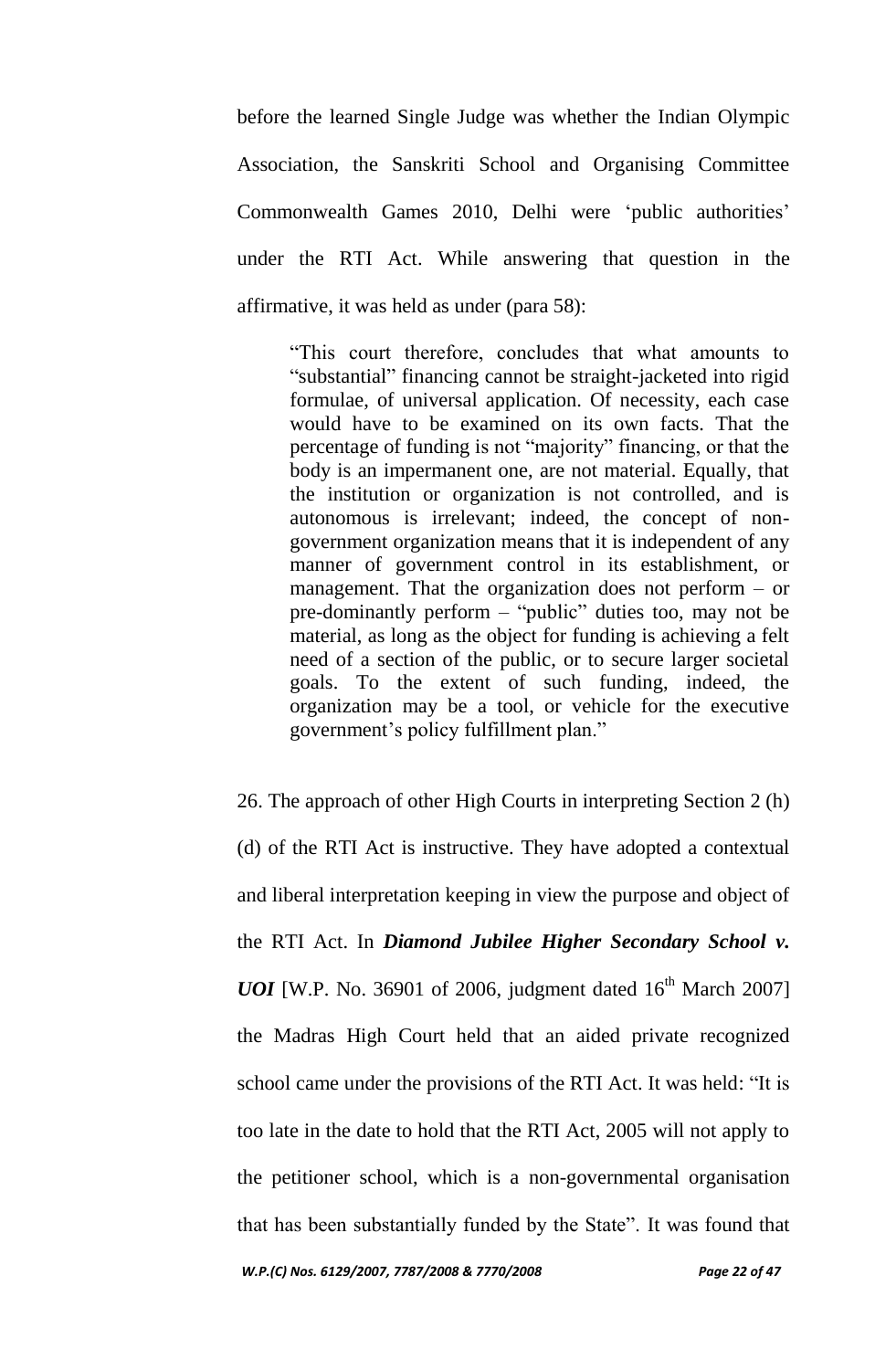before the learned Single Judge was whether the Indian Olympic Association, the Sanskriti School and Organising Committee Commonwealth Games 2010, Delhi were 'public authorities' under the RTI Act. While answering that question in the affirmative, it was held as under (para 58):

> "This court therefore, concludes that what amounts to "substantial" financing cannot be straight-jacketed into rigid formulae, of universal application. Of necessity, each case would have to be examined on its own facts. That the percentage of funding is not "majority" financing, or that the body is an impermanent one, are not material. Equally, that the institution or organization is not controlled, and is autonomous is irrelevant; indeed, the concept of non-government organization means that it is independent of any manner of government control in its establishment, or management. That the organization does not perform – or pre-dominantly perform – "public" duties too, may not be material, as long as the object for funding is achieving a felt need of a section of the public, or to secure larger societal goals. To the extent of such funding, indeed, the organization may be a tool, or vehicle for the executive government's policy fulfillment plan."

26. The approach of other High Courts in interpreting Section 2 (h) (d) of the RTI Act is instructive. They have adopted a contextual and liberal interpretation keeping in view the purpose and object of the RTI Act. In ***Diamond Jubilee Higher Secondary School v. UOI*** [W.P. No. 36901 of 2006, judgment dated 16th March 2007] the Madras High Court held that an aided private recognized school came under the provisions of the RTI Act. It was held: "It is too late in the date to hold that the RTI Act, 2005 will not apply to the petitioner school, which is a non-governmental organisation that has been substantially funded by the State". It was found that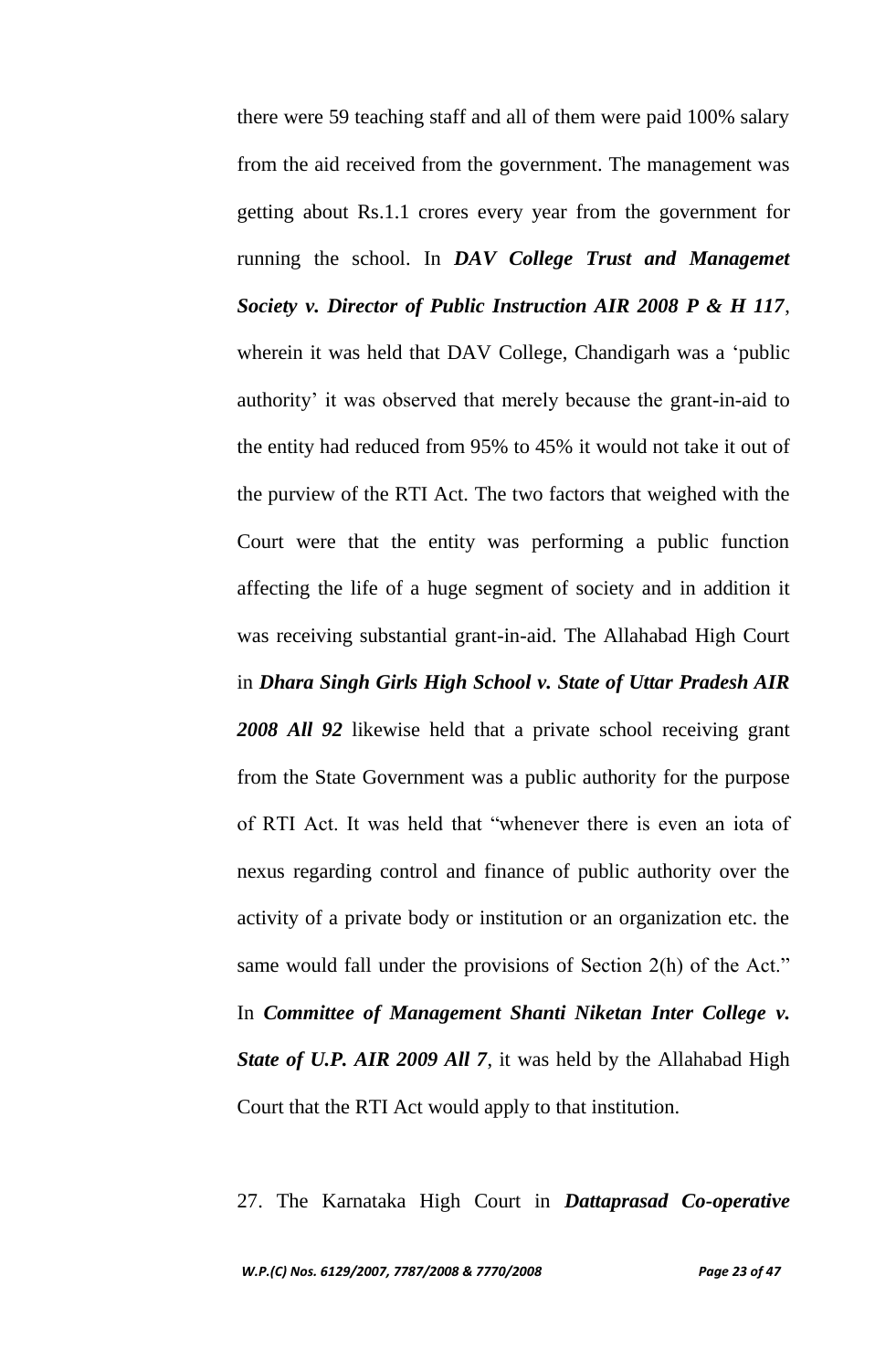there were 59 teaching staff and all of them were paid 100% salary from the aid received from the government. The management was getting about Rs.1.1 crores every year from the government for running the school. In ***DAV College Trust and Managemet Society v. Director of Public Instruction AIR 2008 P & H 117***, wherein it was held that DAV College, Chandigarh was a 'public authority' it was observed that merely because the grant-in-aid to the entity had reduced from 95% to 45% it would not take it out of the purview of the RTI Act. The two factors that weighed with the Court were that the entity was performing a public function affecting the life of a huge segment of society and in addition it was receiving substantial grant-in-aid. The Allahabad High Court in ***Dhara Singh Girls High School v. State of Uttar Pradesh AIR 2008 All 92*** likewise held that a private school receiving grant from the State Government was a public authority for the purpose of RTI Act. It was held that "whenever there is even an iota of nexus regarding control and finance of public authority over the activity of a private body or institution or an organization etc. the same would fall under the provisions of Section 2(h) of the Act." In ***Committee of Management Shanti Niketan Inter College v. State of U.P. AIR 2009 All 7***, it was held by the Allahabad High Court that the RTI Act would apply to that institution.

27. The Karnataka High Court in ***Dattaprasad Co-operative***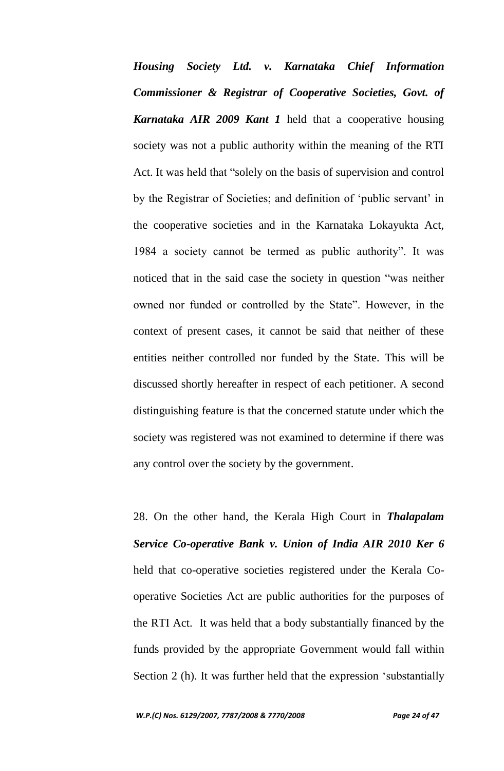***Housing Society Ltd. v. Karnataka Chief Information Commissioner & Registrar of Cooperative Societies, Govt. of Karnataka AIR 2009 Kant 1*** held that a cooperative housing society was not a public authority within the meaning of the RTI Act. It was held that "solely on the basis of supervision and control by the Registrar of Societies; and definition of 'public servant' in the cooperative societies and in the Karnataka Lokayukta Act, 1984 a society cannot be termed as public authority". It was noticed that in the said case the society in question "was neither owned nor funded or controlled by the State". However, in the context of present cases, it cannot be said that neither of these entities neither controlled nor funded by the State. This will be discussed shortly hereafter in respect of each petitioner. A second distinguishing feature is that the concerned statute under which the society was registered was not examined to determine if there was any control over the society by the government.

28. On the other hand, the Kerala High Court in ***Thalapalam Service Co-operative Bank v. Union of India AIR 2010 Ker 6*** held that co-operative societies registered under the Kerala Co-operative Societies Act are public authorities for the purposes of the RTI Act. It was held that a body substantially financed by the funds provided by the appropriate Government would fall within Section 2 (h). It was further held that the expression 'substantially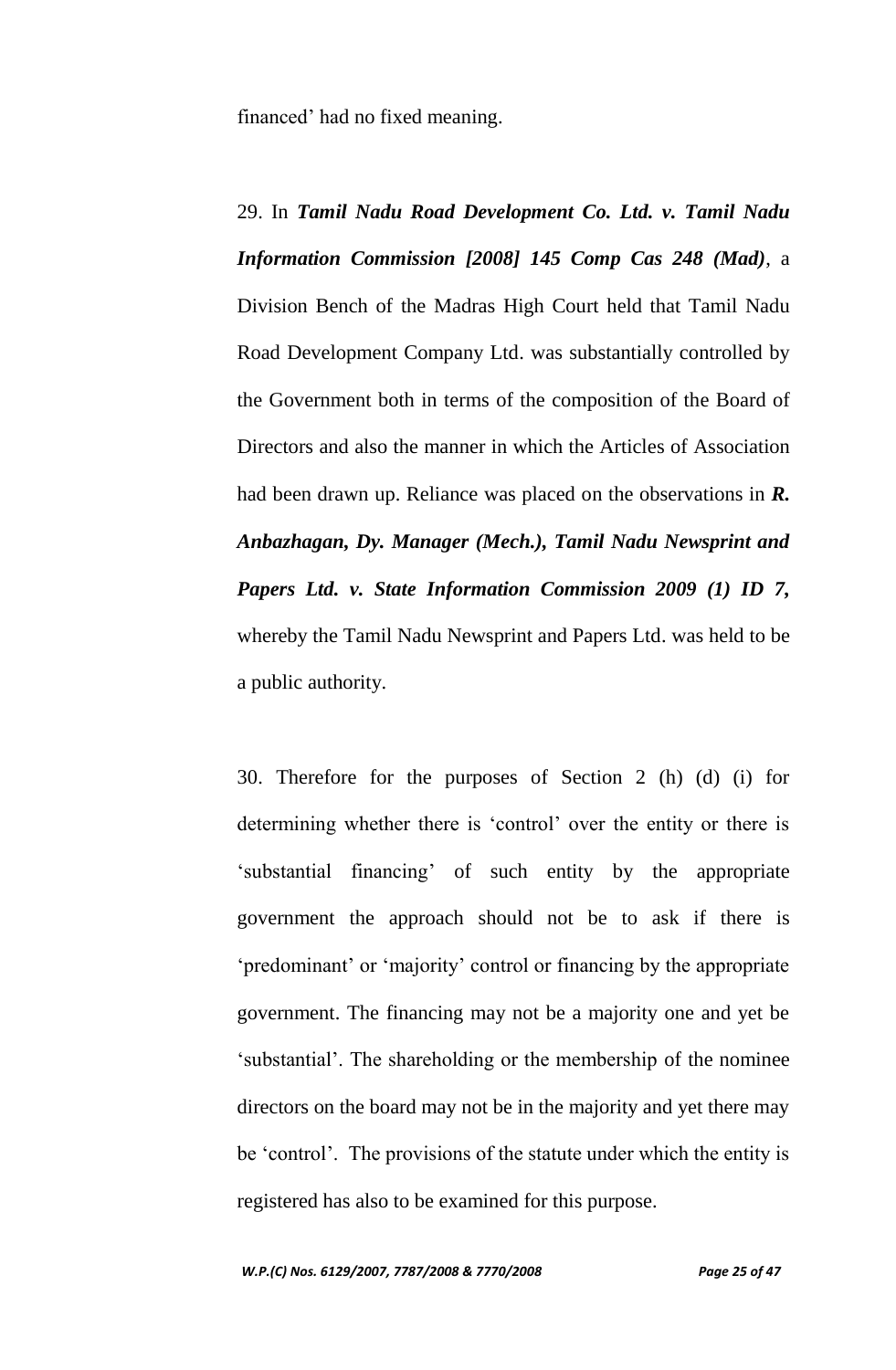financed' had no fixed meaning.

29. In ***Tamil Nadu Road Development Co. Ltd. v. Tamil Nadu Information Commission [2008] 145 Comp Cas 248 (Mad)***, a Division Bench of the Madras High Court held that Tamil Nadu Road Development Company Ltd. was substantially controlled by the Government both in terms of the composition of the Board of Directors and also the manner in which the Articles of Association had been drawn up. Reliance was placed on the observations in ***R. Anbazhagan, Dy. Manager (Mech.), Tamil Nadu Newsprint and Papers Ltd. v. State Information Commission 2009 (1) ID 7,*** whereby the Tamil Nadu Newsprint and Papers Ltd. was held to be a public authority.

30. Therefore for the purposes of Section 2 (h) (d) (i) for determining whether there is 'control' over the entity or there is 'substantial financing' of such entity by the appropriate government the approach should not be to ask if there is 'predominant' or 'majority' control or financing by the appropriate government. The financing may not be a majority one and yet be 'substantial'. The shareholding or the membership of the nominee directors on the board may not be in the majority and yet there may be 'control'. The provisions of the statute under which the entity is registered has also to be examined for this purpose.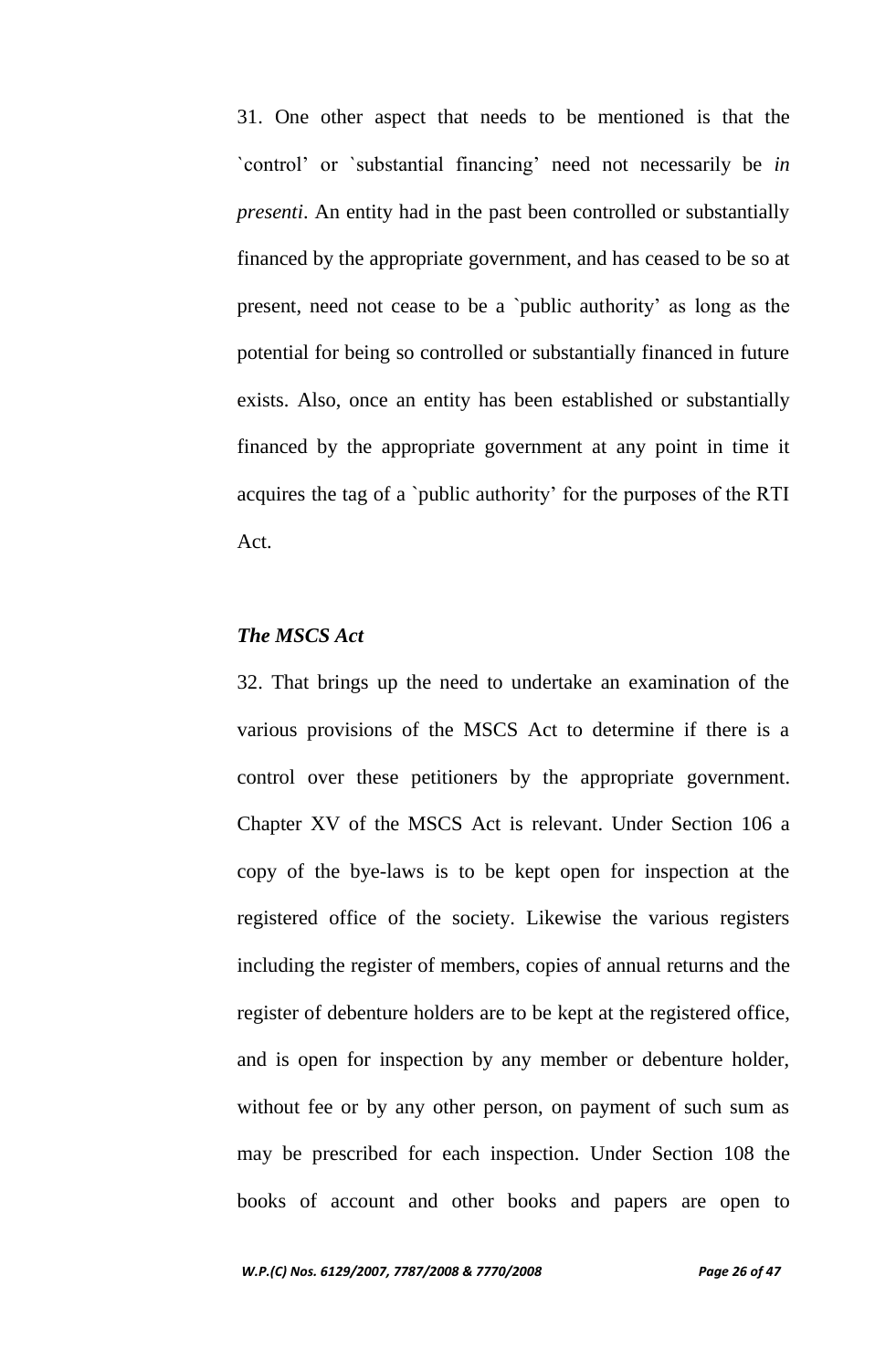31. One other aspect that needs to be mentioned is that the `control' or `substantial financing' need not necessarily be *in presenti*. An entity had in the past been controlled or substantially financed by the appropriate government, and has ceased to be so at present, need not cease to be a `public authority' as long as the potential for being so controlled or substantially financed in future exists. Also, once an entity has been established or substantially financed by the appropriate government at any point in time it acquires the tag of a `public authority' for the purposes of the RTI Act.

***The MSCS Act***

32. That brings up the need to undertake an examination of the various provisions of the MSCS Act to determine if there is a control over these petitioners by the appropriate government. Chapter XV of the MSCS Act is relevant. Under Section 106 a copy of the bye-laws is to be kept open for inspection at the registered office of the society. Likewise the various registers including the register of members, copies of annual returns and the register of debenture holders are to be kept at the registered office, and is open for inspection by any member or debenture holder, without fee or by any other person, on payment of such sum as may be prescribed for each inspection. Under Section 108 the books of account and other books and papers are open to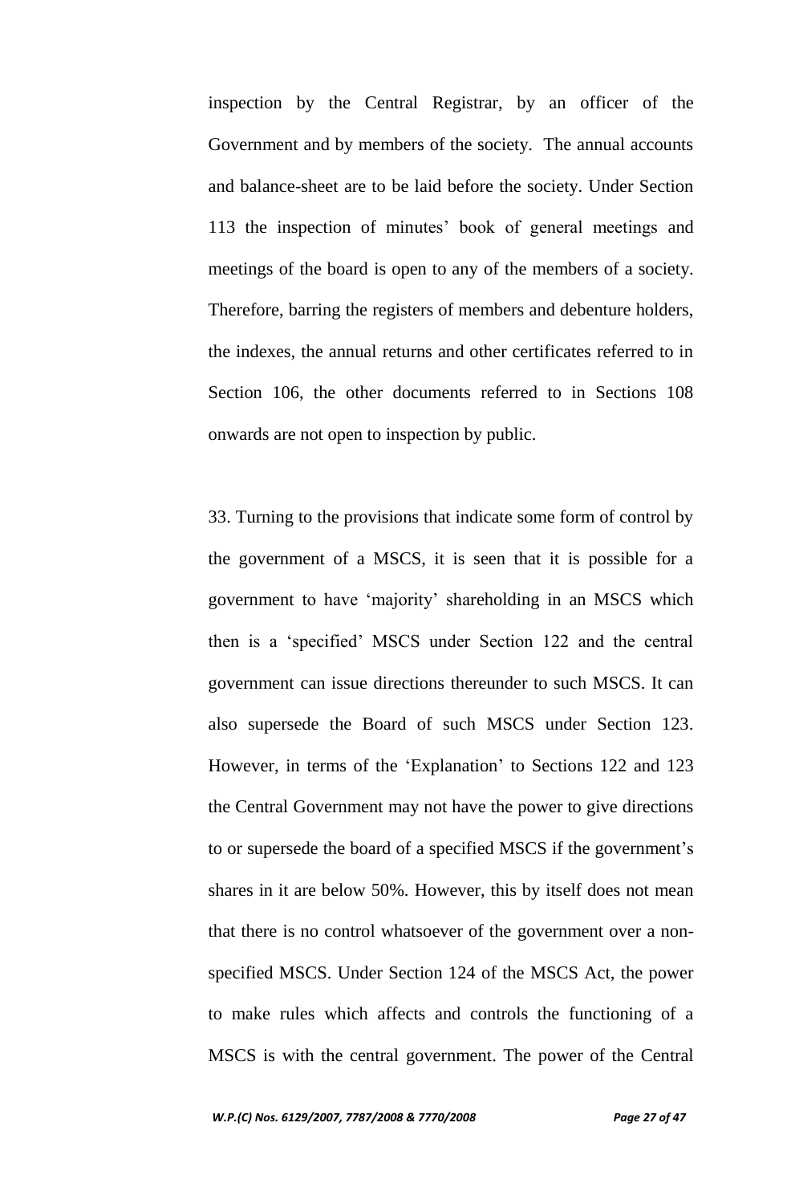inspection by the Central Registrar, by an officer of the Government and by members of the society. The annual accounts and balance-sheet are to be laid before the society. Under Section 113 the inspection of minutes' book of general meetings and meetings of the board is open to any of the members of a society. Therefore, barring the registers of members and debenture holders, the indexes, the annual returns and other certificates referred to in Section 106, the other documents referred to in Sections 108 onwards are not open to inspection by public.

33. Turning to the provisions that indicate some form of control by the government of a MSCS, it is seen that it is possible for a government to have 'majority' shareholding in an MSCS which then is a 'specified' MSCS under Section 122 and the central government can issue directions thereunder to such MSCS. It can also supersede the Board of such MSCS under Section 123. However, in terms of the 'Explanation' to Sections 122 and 123 the Central Government may not have the power to give directions to or supersede the board of a specified MSCS if the government's shares in it are below 50%. However, this by itself does not mean that there is no control whatsoever of the government over a non-specified MSCS. Under Section 124 of the MSCS Act, the power to make rules which affects and controls the functioning of a MSCS is with the central government. The power of the Central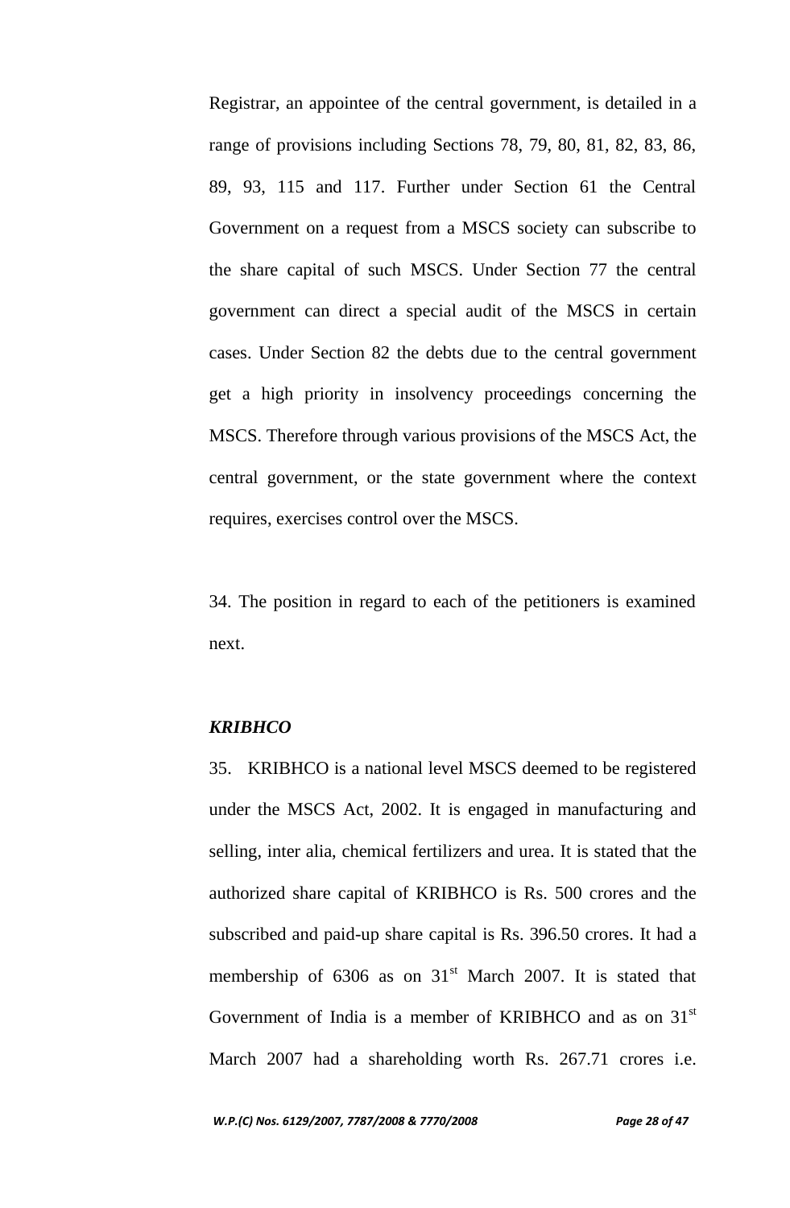Registrar, an appointee of the central government, is detailed in a range of provisions including Sections 78, 79, 80, 81, 82, 83, 86, 89, 93, 115 and 117. Further under Section 61 the Central Government on a request from a MSCS society can subscribe to the share capital of such MSCS. Under Section 77 the central government can direct a special audit of the MSCS in certain cases. Under Section 82 the debts due to the central government get a high priority in insolvency proceedings concerning the MSCS. Therefore through various provisions of the MSCS Act, the central government, or the state government where the context requires, exercises control over the MSCS.

34. The position in regard to each of the petitioners is examined next.

***KRIBHCO***

35. KRIBHCO is a national level MSCS deemed to be registered under the MSCS Act, 2002. It is engaged in manufacturing and selling, inter alia, chemical fertilizers and urea. It is stated that the authorized share capital of KRIBHCO is Rs. 500 crores and the subscribed and paid-up share capital is Rs. 396.50 crores. It had a membership of 6306 as on 31st March 2007. It is stated that Government of India is a member of KRIBHCO and as on 31st March 2007 had a shareholding worth Rs. 267.71 crores i.e.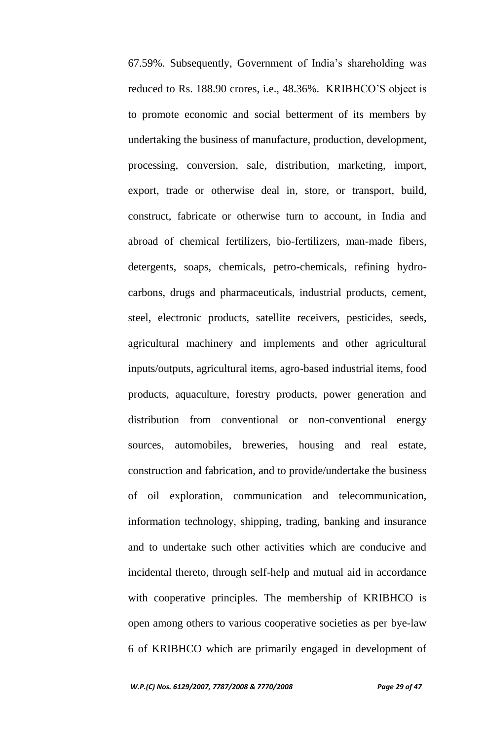67.59%. Subsequently, Government of India's shareholding was reduced to Rs. 188.90 crores, i.e., 48.36%. KRIBHCO'S object is to promote economic and social betterment of its members by undertaking the business of manufacture, production, development, processing, conversion, sale, distribution, marketing, import, export, trade or otherwise deal in, store, or transport, build, construct, fabricate or otherwise turn to account, in India and abroad of chemical fertilizers, bio-fertilizers, man-made fibers, detergents, soaps, chemicals, petro-chemicals, refining hydro-carbons, drugs and pharmaceuticals, industrial products, cement, steel, electronic products, satellite receivers, pesticides, seeds, agricultural machinery and implements and other agricultural inputs/outputs, agricultural items, agro-based industrial items, food products, aquaculture, forestry products, power generation and distribution from conventional or non-conventional energy sources, automobiles, breweries, housing and real estate, construction and fabrication, and to provide/undertake the business of oil exploration, communication and telecommunication, information technology, shipping, trading, banking and insurance and to undertake such other activities which are conducive and incidental thereto, through self-help and mutual aid in accordance with cooperative principles. The membership of KRIBHCO is open among others to various cooperative societies as per bye-law 6 of KRIBHCO which are primarily engaged in development of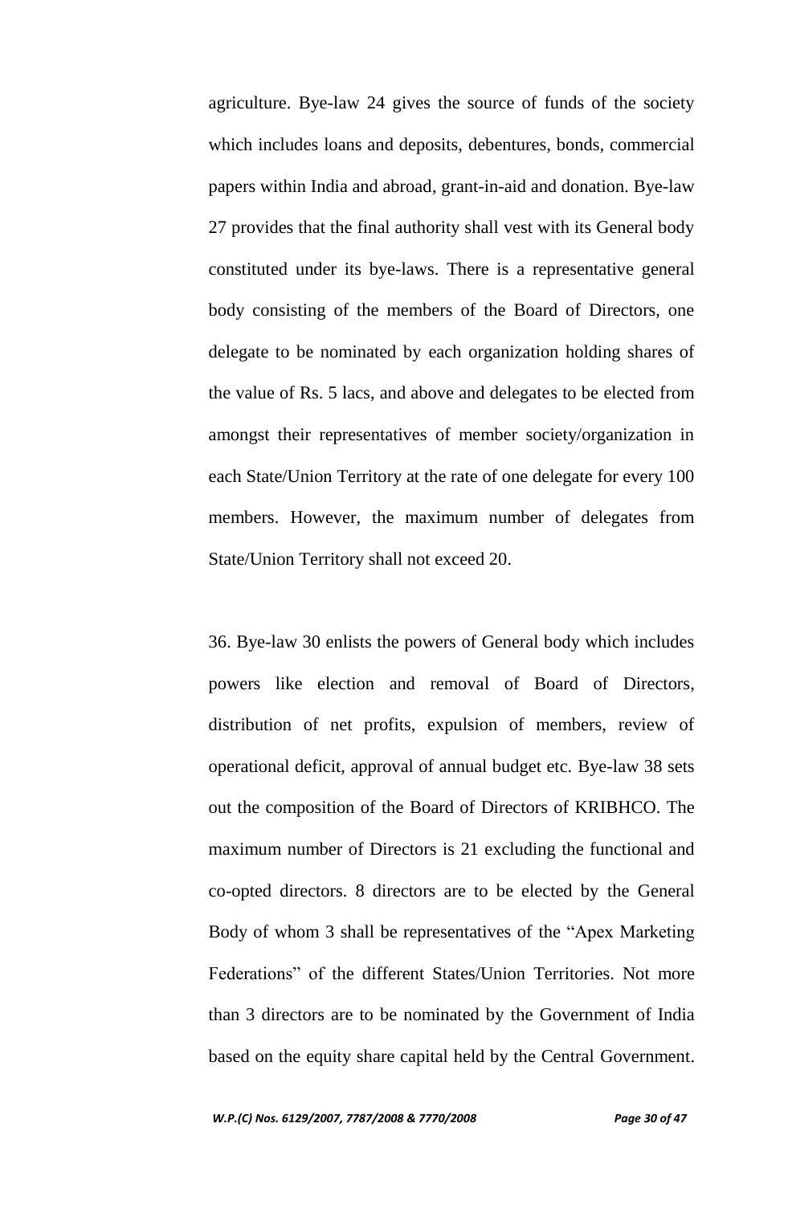agriculture. Bye-law 24 gives the source of funds of the society which includes loans and deposits, debentures, bonds, commercial papers within India and abroad, grant-in-aid and donation. Bye-law 27 provides that the final authority shall vest with its General body constituted under its bye-laws. There is a representative general body consisting of the members of the Board of Directors, one delegate to be nominated by each organization holding shares of the value of Rs. 5 lacs, and above and delegates to be elected from amongst their representatives of member society/organization in each State/Union Territory at the rate of one delegate for every 100 members. However, the maximum number of delegates from State/Union Territory shall not exceed 20.

36. Bye-law 30 enlists the powers of General body which includes powers like election and removal of Board of Directors, distribution of net profits, expulsion of members, review of operational deficit, approval of annual budget etc. Bye-law 38 sets out the composition of the Board of Directors of KRIBHCO. The maximum number of Directors is 21 excluding the functional and co-opted directors. 8 directors are to be elected by the General Body of whom 3 shall be representatives of the "Apex Marketing Federations" of the different States/Union Territories. Not more than 3 directors are to be nominated by the Government of India based on the equity share capital held by the Central Government.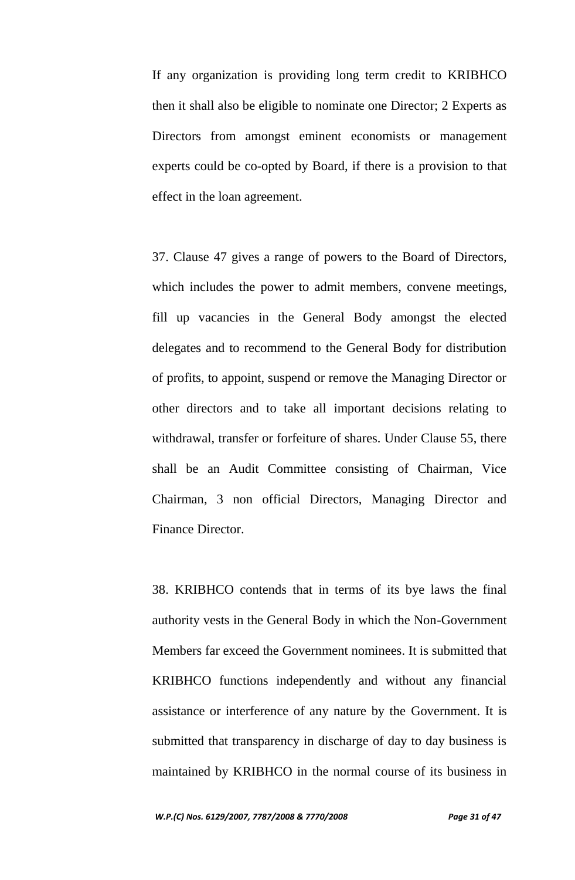If any organization is providing long term credit to KRIBHCO then it shall also be eligible to nominate one Director; 2 Experts as Directors from amongst eminent economists or management experts could be co-opted by Board, if there is a provision to that effect in the loan agreement.

37. Clause 47 gives a range of powers to the Board of Directors, which includes the power to admit members, convene meetings, fill up vacancies in the General Body amongst the elected delegates and to recommend to the General Body for distribution of profits, to appoint, suspend or remove the Managing Director or other directors and to take all important decisions relating to withdrawal, transfer or forfeiture of shares. Under Clause 55, there shall be an Audit Committee consisting of Chairman, Vice Chairman, 3 non official Directors, Managing Director and Finance Director.

38. KRIBHCO contends that in terms of its bye laws the final authority vests in the General Body in which the Non-Government Members far exceed the Government nominees. It is submitted that KRIBHCO functions independently and without any financial assistance or interference of any nature by the Government. It is submitted that transparency in discharge of day to day business is maintained by KRIBHCO in the normal course of its business in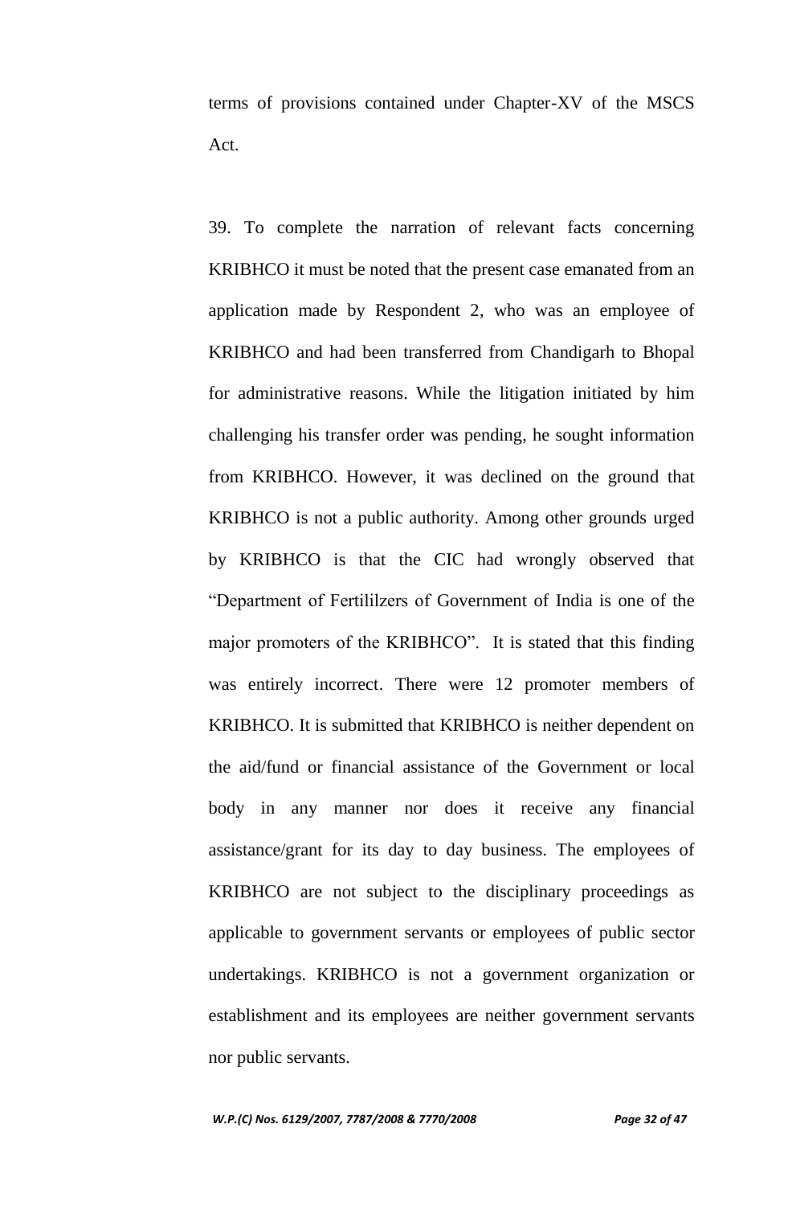terms of provisions contained under Chapter-XV of the MSCS Act.

39. To complete the narration of relevant facts concerning KRIBHCO it must be noted that the present case emanated from an application made by Respondent 2, who was an employee of KRIBHCO and had been transferred from Chandigarh to Bhopal for administrative reasons. While the litigation initiated by him challenging his transfer order was pending, he sought information from KRIBHCO. However, it was declined on the ground that KRIBHCO is not a public authority. Among other grounds urged by KRIBHCO is that the CIC had wrongly observed that "Department of Fertililzers of Government of India is one of the major promoters of the KRIBHCO". It is stated that this finding was entirely incorrect. There were 12 promoter members of KRIBHCO. It is submitted that KRIBHCO is neither dependent on the aid/fund or financial assistance of the Government or local body in any manner nor does it receive any financial assistance/grant for its day to day business. The employees of KRIBHCO are not subject to the disciplinary proceedings as applicable to government servants or employees of public sector undertakings. KRIBHCO is not a government organization or establishment and its employees are neither government servants nor public servants.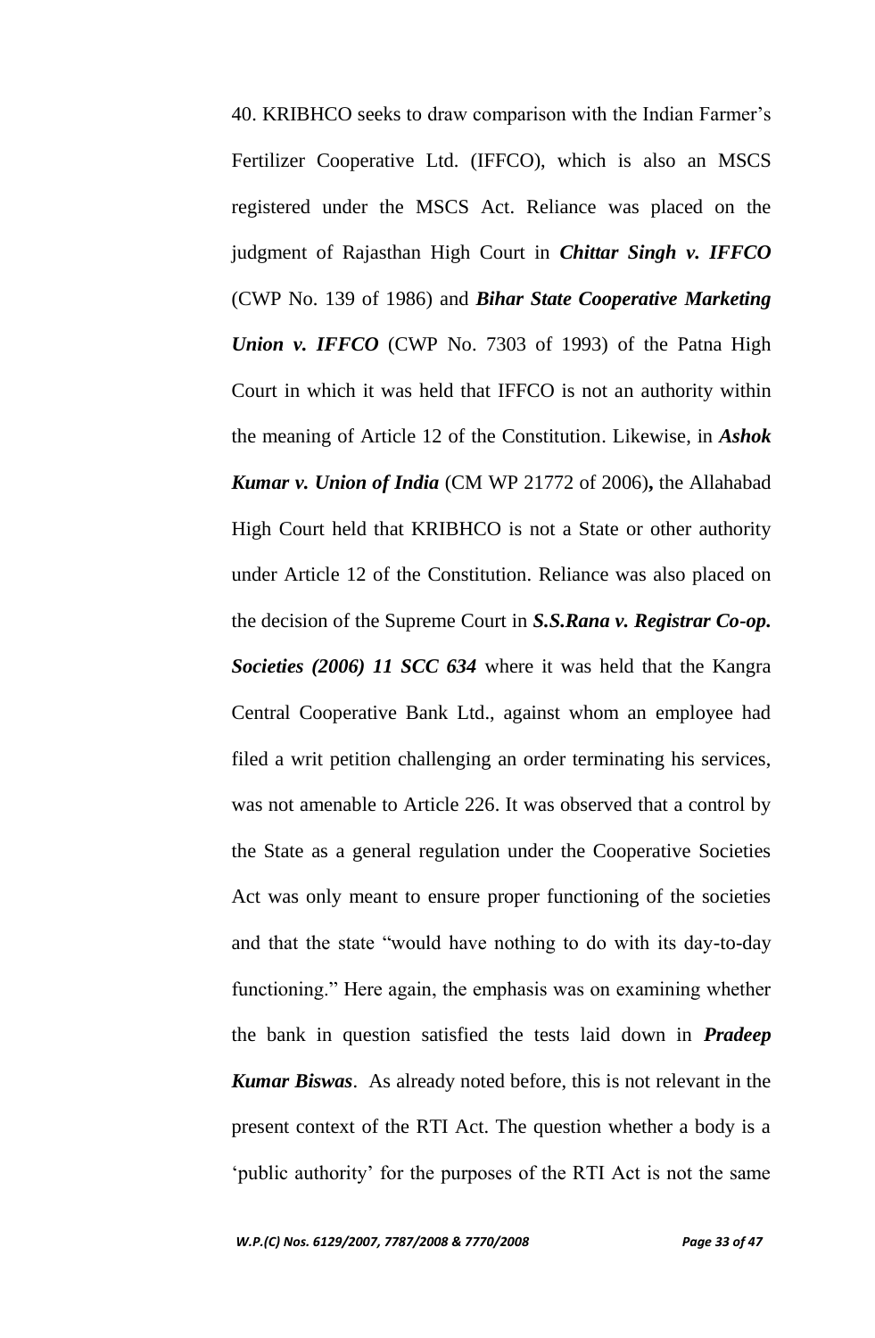40. KRIBHCO seeks to draw comparison with the Indian Farmer's Fertilizer Cooperative Ltd. (IFFCO), which is also an MSCS registered under the MSCS Act. Reliance was placed on the judgment of Rajasthan High Court in ***Chittar Singh v. IFFCO*** (CWP No. 139 of 1986) and ***Bihar State Cooperative Marketing Union v. IFFCO*** (CWP No. 7303 of 1993) of the Patna High Court in which it was held that IFFCO is not an authority within the meaning of Article 12 of the Constitution. Likewise, in ***Ashok Kumar v. Union of India*** (CM WP 21772 of 2006)**,** the Allahabad High Court held that KRIBHCO is not a State or other authority under Article 12 of the Constitution. Reliance was also placed on the decision of the Supreme Court in ***S.S.Rana v. Registrar Co-op. Societies (2006) 11 SCC 634*** where it was held that the Kangra Central Cooperative Bank Ltd., against whom an employee had filed a writ petition challenging an order terminating his services, was not amenable to Article 226. It was observed that a control by the State as a general regulation under the Cooperative Societies Act was only meant to ensure proper functioning of the societies and that the state "would have nothing to do with its day-to-day functioning." Here again, the emphasis was on examining whether the bank in question satisfied the tests laid down in ***Pradeep Kumar Biswas***. As already noted before, this is not relevant in the present context of the RTI Act. The question whether a body is a 'public authority' for the purposes of the RTI Act is not the same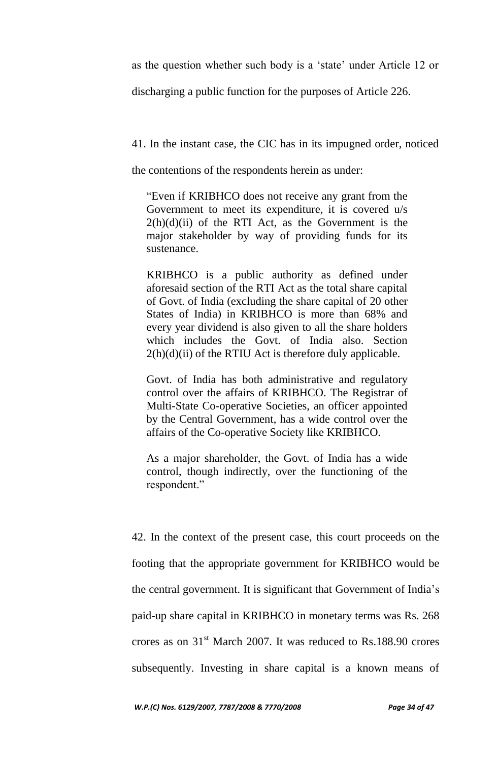as the question whether such body is a 'state' under Article 12 or discharging a public function for the purposes of Article 226.

41. In the instant case, the CIC has in its impugned order, noticed the contentions of the respondents herein as under:

> "Even if KRIBHCO does not receive any grant from the Government to meet its expenditure, it is covered u/s 2(h)(d)(ii) of the RTI Act, as the Government is the major stakeholder by way of providing funds for its sustenance.
>
> KRIBHCO is a public authority as defined under aforesaid section of the RTI Act as the total share capital of Govt. of India (excluding the share capital of 20 other States of India) in KRIBHCO is more than 68% and every year dividend is also given to all the share holders which includes the Govt. of India also. Section 2(h)(d)(ii) of the RTIU Act is therefore duly applicable.
>
> Govt. of India has both administrative and regulatory control over the affairs of KRIBHCO. The Registrar of Multi-State Co-operative Societies, an officer appointed by the Central Government, has a wide control over the affairs of the Co-operative Society like KRIBHCO.
>
> As a major shareholder, the Govt. of India has a wide control, though indirectly, over the functioning of the respondent."

42. In the context of the present case, this court proceeds on the footing that the appropriate government for KRIBHCO would be the central government. It is significant that Government of India's paid-up share capital in KRIBHCO in monetary terms was Rs. 268 crores as on 31st March 2007. It was reduced to Rs.188.90 crores subsequently. Investing in share capital is a known means of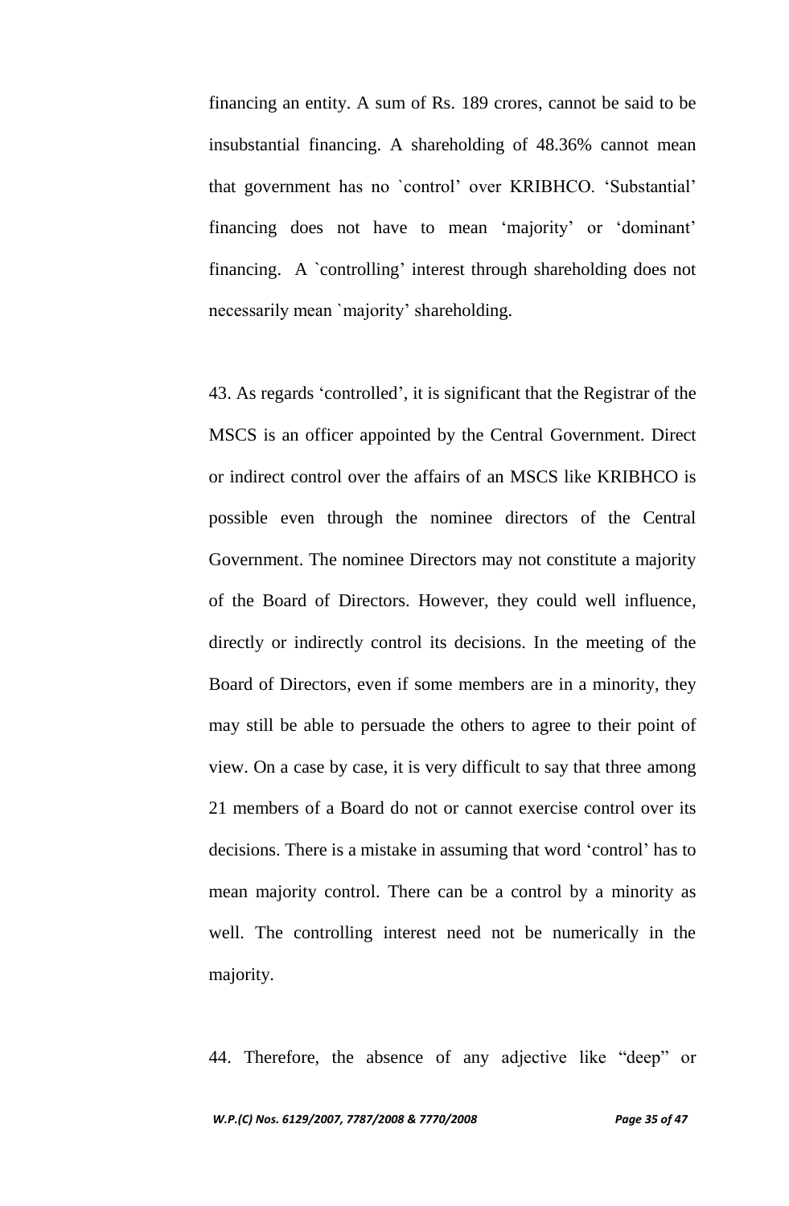financing an entity. A sum of Rs. 189 crores, cannot be said to be insubstantial financing. A shareholding of 48.36% cannot mean that government has no `control' over KRIBHCO. 'Substantial' financing does not have to mean 'majority' or 'dominant' financing. A `controlling' interest through shareholding does not necessarily mean `majority' shareholding.

43. As regards 'controlled', it is significant that the Registrar of the MSCS is an officer appointed by the Central Government. Direct or indirect control over the affairs of an MSCS like KRIBHCO is possible even through the nominee directors of the Central Government. The nominee Directors may not constitute a majority of the Board of Directors. However, they could well influence, directly or indirectly control its decisions. In the meeting of the Board of Directors, even if some members are in a minority, they may still be able to persuade the others to agree to their point of view. On a case by case, it is very difficult to say that three among 21 members of a Board do not or cannot exercise control over its decisions. There is a mistake in assuming that word 'control' has to mean majority control. There can be a control by a minority as well. The controlling interest need not be numerically in the majority.

44. Therefore, the absence of any adjective like "deep" or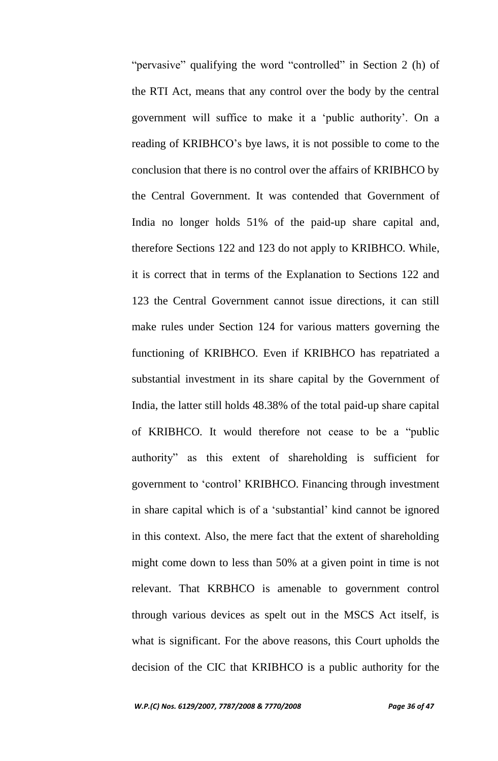"pervasive" qualifying the word "controlled" in Section 2 (h) of the RTI Act, means that any control over the body by the central government will suffice to make it a 'public authority'. On a reading of KRIBHCO's bye laws, it is not possible to come to the conclusion that there is no control over the affairs of KRIBHCO by the Central Government. It was contended that Government of India no longer holds 51% of the paid-up share capital and, therefore Sections 122 and 123 do not apply to KRIBHCO. While, it is correct that in terms of the Explanation to Sections 122 and 123 the Central Government cannot issue directions, it can still make rules under Section 124 for various matters governing the functioning of KRIBHCO. Even if KRIBHCO has repatriated a substantial investment in its share capital by the Government of India, the latter still holds 48.38% of the total paid-up share capital of KRIBHCO. It would therefore not cease to be a "public authority" as this extent of shareholding is sufficient for government to 'control' KRIBHCO. Financing through investment in share capital which is of a 'substantial' kind cannot be ignored in this context. Also, the mere fact that the extent of shareholding might come down to less than 50% at a given point in time is not relevant. That KRBHCO is amenable to government control through various devices as spelt out in the MSCS Act itself, is what is significant. For the above reasons, this Court upholds the decision of the CIC that KRIBHCO is a public authority for the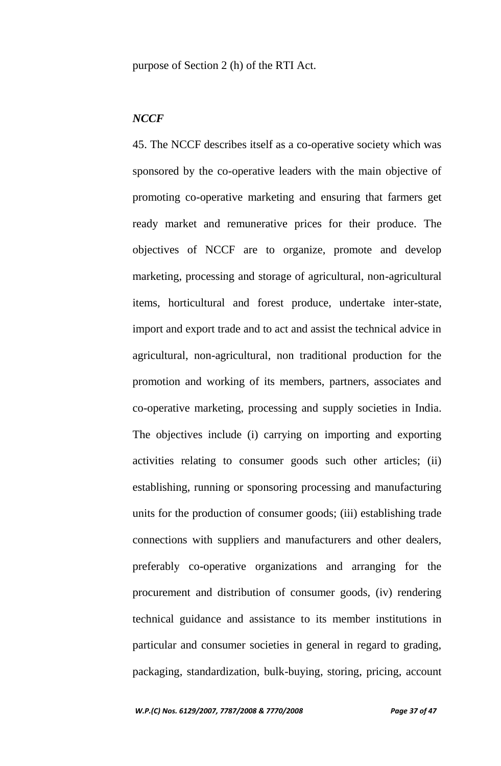purpose of Section 2 (h) of the RTI Act.

***NCCF***

45. The NCCF describes itself as a co-operative society which was sponsored by the co-operative leaders with the main objective of promoting co-operative marketing and ensuring that farmers get ready market and remunerative prices for their produce. The objectives of NCCF are to organize, promote and develop marketing, processing and storage of agricultural, non-agricultural items, horticultural and forest produce, undertake inter-state, import and export trade and to act and assist the technical advice in agricultural, non-agricultural, non traditional production for the promotion and working of its members, partners, associates and co-operative marketing, processing and supply societies in India. The objectives include (i) carrying on importing and exporting activities relating to consumer goods such other articles; (ii) establishing, running or sponsoring processing and manufacturing units for the production of consumer goods; (iii) establishing trade connections with suppliers and manufacturers and other dealers, preferably co-operative organizations and arranging for the procurement and distribution of consumer goods, (iv) rendering technical guidance and assistance to its member institutions in particular and consumer societies in general in regard to grading, packaging, standardization, bulk-buying, storing, pricing, account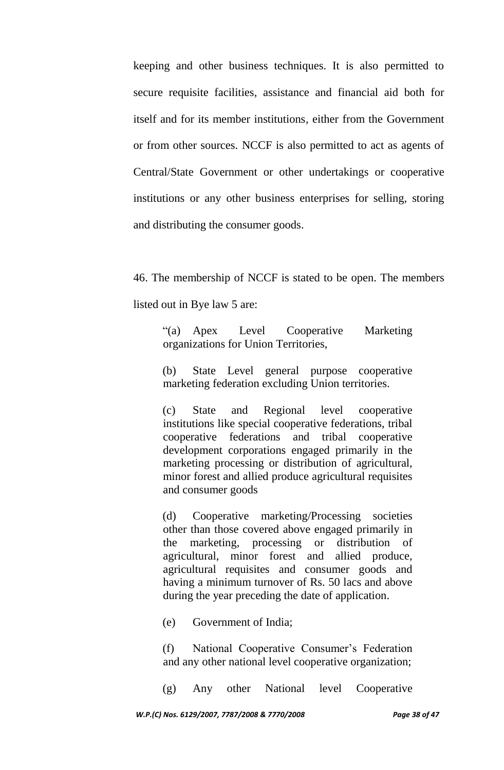keeping and other business techniques. It is also permitted to secure requisite facilities, assistance and financial aid both for itself and for its member institutions, either from the Government or from other sources. NCCF is also permitted to act as agents of Central/State Government or other undertakings or cooperative institutions or any other business enterprises for selling, storing and distributing the consumer goods.

46. The membership of NCCF is stated to be open. The members listed out in Bye law 5 are:

> "(a) Apex Level Cooperative Marketing organizations for Union Territories,
>
> (b) State Level general purpose cooperative marketing federation excluding Union territories.
>
> (c) State and Regional level cooperative institutions like special cooperative federations, tribal cooperative federations and tribal cooperative development corporations engaged primarily in the marketing processing or distribution of agricultural, minor forest and allied produce agricultural requisites and consumer goods
>
> (d) Cooperative marketing/Processing societies other than those covered above engaged primarily in the marketing, processing or distribution of agricultural, minor forest and allied produce, agricultural requisites and consumer goods and having a minimum turnover of Rs. 50 lacs and above during the year preceding the date of application.
>
> (e) Government of India;
>
> (f) National Cooperative Consumer's Federation and any other national level cooperative organization;
>
> (g) Any other National level Cooperative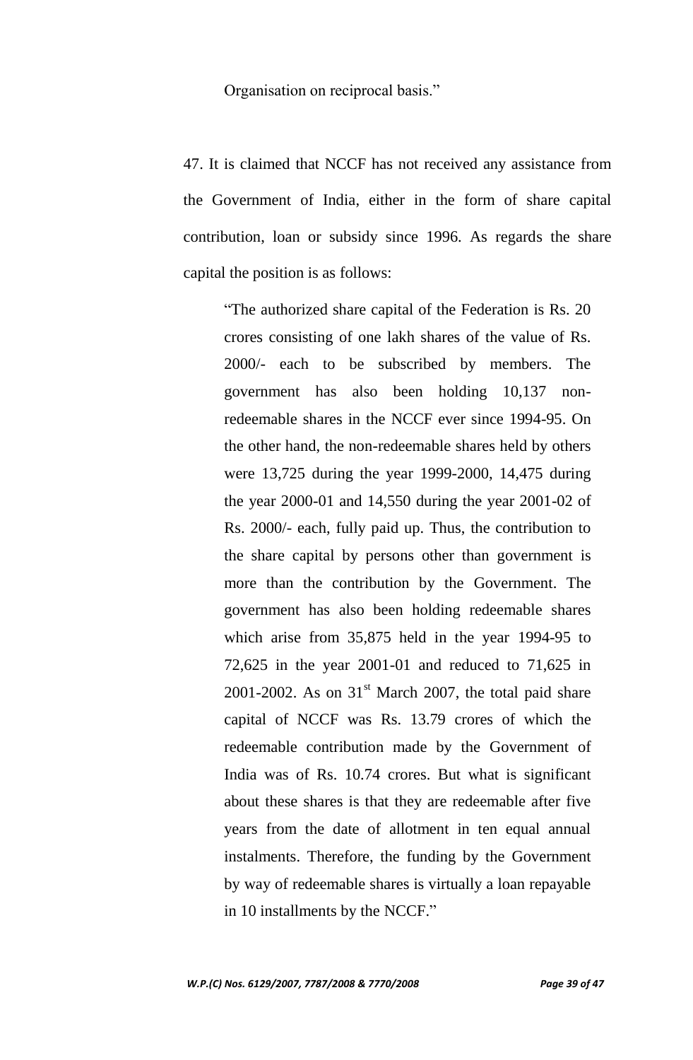Organisation on reciprocal basis."

47. It is claimed that NCCF has not received any assistance from the Government of India, either in the form of share capital contribution, loan or subsidy since 1996. As regards the share capital the position is as follows:

> "The authorized share capital of the Federation is Rs. 20 crores consisting of one lakh shares of the value of Rs. 2000/- each to be subscribed by members. The government has also been holding 10,137 non-redeemable shares in the NCCF ever since 1994-95. On the other hand, the non-redeemable shares held by others were 13,725 during the year 1999-2000, 14,475 during the year 2000-01 and 14,550 during the year 2001-02 of Rs. 2000/- each, fully paid up. Thus, the contribution to the share capital by persons other than government is more than the contribution by the Government. The government has also been holding redeemable shares which arise from 35,875 held in the year 1994-95 to 72,625 in the year 2001-01 and reduced to 71,625 in 2001-2002. As on 31st March 2007, the total paid share capital of NCCF was Rs. 13.79 crores of which the redeemable contribution made by the Government of India was of Rs. 10.74 crores. But what is significant about these shares is that they are redeemable after five years from the date of allotment in ten equal annual instalments. Therefore, the funding by the Government by way of redeemable shares is virtually a loan repayable in 10 installments by the NCCF."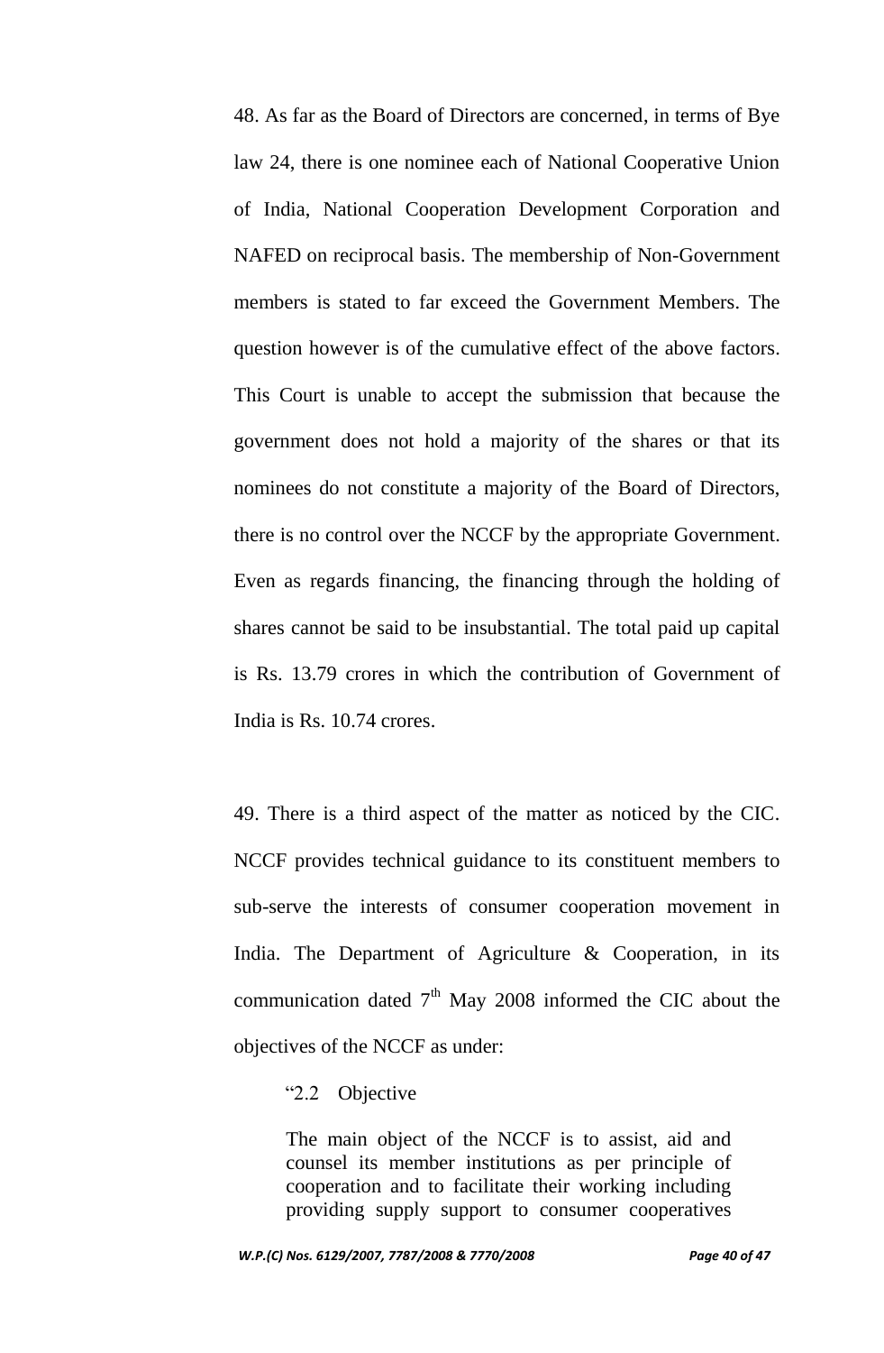48. As far as the Board of Directors are concerned, in terms of Bye law 24, there is one nominee each of National Cooperative Union of India, National Cooperation Development Corporation and NAFED on reciprocal basis. The membership of Non-Government members is stated to far exceed the Government Members. The question however is of the cumulative effect of the above factors. This Court is unable to accept the submission that because the government does not hold a majority of the shares or that its nominees do not constitute a majority of the Board of Directors, there is no control over the NCCF by the appropriate Government. Even as regards financing, the financing through the holding of shares cannot be said to be insubstantial. The total paid up capital is Rs. 13.79 crores in which the contribution of Government of India is Rs. 10.74 crores.

49. There is a third aspect of the matter as noticed by the CIC. NCCF provides technical guidance to its constituent members to sub-serve the interests of consumer cooperation movement in India. The Department of Agriculture & Cooperation, in its communication dated 7th May 2008 informed the CIC about the objectives of the NCCF as under:

> "2.2 Objective
>
> The main object of the NCCF is to assist, aid and counsel its member institutions as per principle of cooperation and to facilitate their working including providing supply support to consumer cooperatives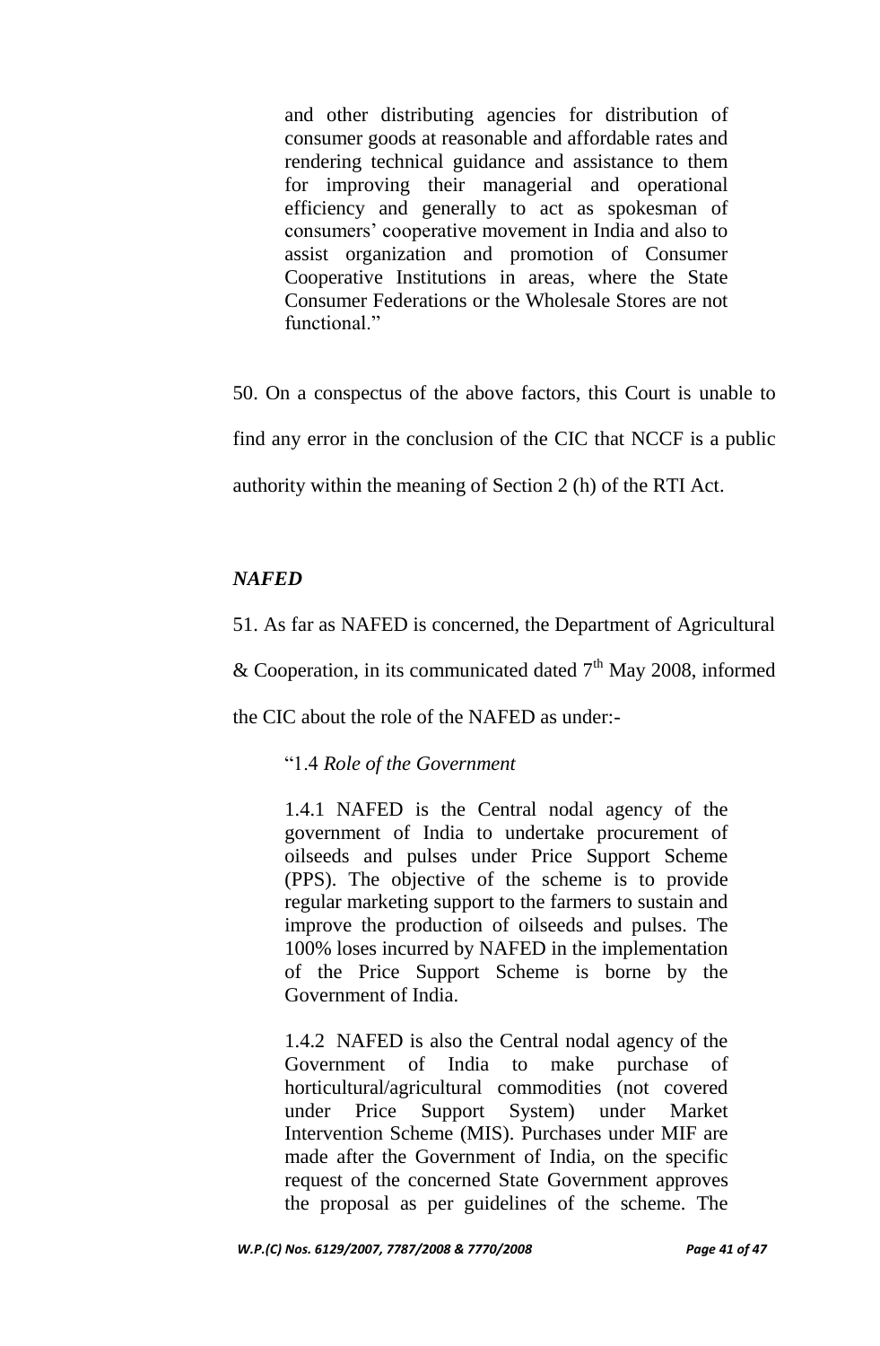> and other distributing agencies for distribution of consumer goods at reasonable and affordable rates and rendering technical guidance and assistance to them for improving their managerial and operational efficiency and generally to act as spokesman of consumers' cooperative movement in India and also to assist organization and promotion of Consumer Cooperative Institutions in areas, where the State Consumer Federations or the Wholesale Stores are not functional."

50. On a conspectus of the above factors, this Court is unable to find any error in the conclusion of the CIC that NCCF is a public authority within the meaning of Section 2 (h) of the RTI Act.

***NAFED***

51. As far as NAFED is concerned, the Department of Agricultural & Cooperation, in its communicated dated 7th May 2008, informed the CIC about the role of the NAFED as under:-

> "1.4 *Role of the Government*
>
> 1.4.1 NAFED is the Central nodal agency of the government of India to undertake procurement of oilseeds and pulses under Price Support Scheme (PPS). The objective of the scheme is to provide regular marketing support to the farmers to sustain and improve the production of oilseeds and pulses. The 100% loses incurred by NAFED in the implementation of the Price Support Scheme is borne by the Government of India.
>
> 1.4.2 NAFED is also the Central nodal agency of the Government of India to make purchase of horticultural/agricultural commodities (not covered under Price Support System) under Market Intervention Scheme (MIS). Purchases under MIF are made after the Government of India, on the specific request of the concerned State Government approves the proposal as per guidelines of the scheme. The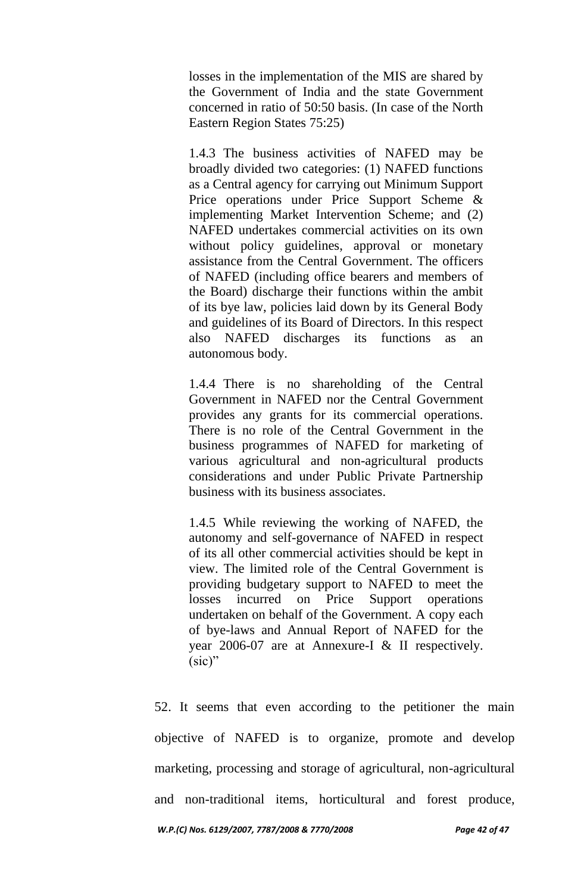> losses in the implementation of the MIS are shared by the Government of India and the state Government concerned in ratio of 50:50 basis. (In case of the North Eastern Region States 75:25)
>
> 1.4.3 The business activities of NAFED may be broadly divided two categories: (1) NAFED functions as a Central agency for carrying out Minimum Support Price operations under Price Support Scheme & implementing Market Intervention Scheme; and (2) NAFED undertakes commercial activities on its own without policy guidelines, approval or monetary assistance from the Central Government. The officers of NAFED (including office bearers and members of the Board) discharge their functions within the ambit of its bye law, policies laid down by its General Body and guidelines of its Board of Directors. In this respect also NAFED discharges its functions as an autonomous body.
>
> 1.4.4 There is no shareholding of the Central Government in NAFED nor the Central Government provides any grants for its commercial operations. There is no role of the Central Government in the business programmes of NAFED for marketing of various agricultural and non-agricultural products considerations and under Public Private Partnership business with its business associates.
>
> 1.4.5 While reviewing the working of NAFED, the autonomy and self-governance of NAFED in respect of its all other commercial activities should be kept in view. The limited role of the Central Government is providing budgetary support to NAFED to meet the losses incurred on Price Support operations undertaken on behalf of the Government. A copy each of bye-laws and Annual Report of NAFED for the year 2006-07 are at Annexure-I & II respectively. (sic)"

52. It seems that even according to the petitioner the main objective of NAFED is to organize, promote and develop marketing, processing and storage of agricultural, non-agricultural and non-traditional items, horticultural and forest produce,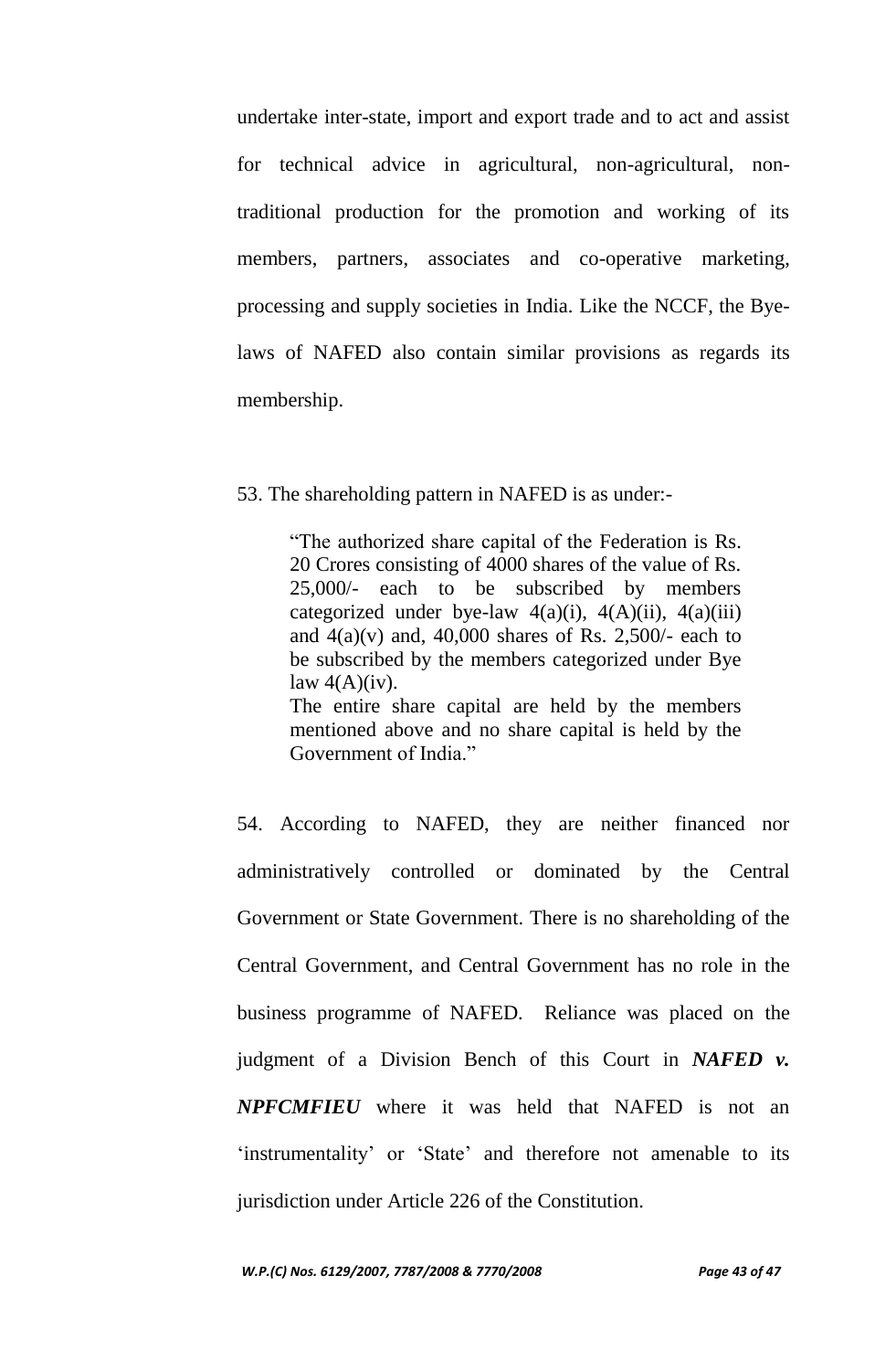undertake inter-state, import and export trade and to act and assist for technical advice in agricultural, non-agricultural, non-traditional production for the promotion and working of its members, partners, associates and co-operative marketing, processing and supply societies in India. Like the NCCF, the Bye-laws of NAFED also contain similar provisions as regards its membership.

53. The shareholding pattern in NAFED is as under:-

> "The authorized share capital of the Federation is Rs. 20 Crores consisting of 4000 shares of the value of Rs. 25,000/- each to be subscribed by members categorized under bye-law 4(a)(i), 4(A)(ii), 4(a)(iii) and 4(a)(v) and, 40,000 shares of Rs. 2,500/- each to be subscribed by the members categorized under Bye law 4(A)(iv).
> The entire share capital are held by the members mentioned above and no share capital is held by the Government of India."

54. According to NAFED, they are neither financed nor administratively controlled or dominated by the Central Government or State Government. There is no shareholding of the Central Government, and Central Government has no role in the business programme of NAFED. Reliance was placed on the judgment of a Division Bench of this Court in ***NAFED v. NPFCMFIEU*** where it was held that NAFED is not an 'instrumentality' or 'State' and therefore not amenable to its jurisdiction under Article 226 of the Constitution.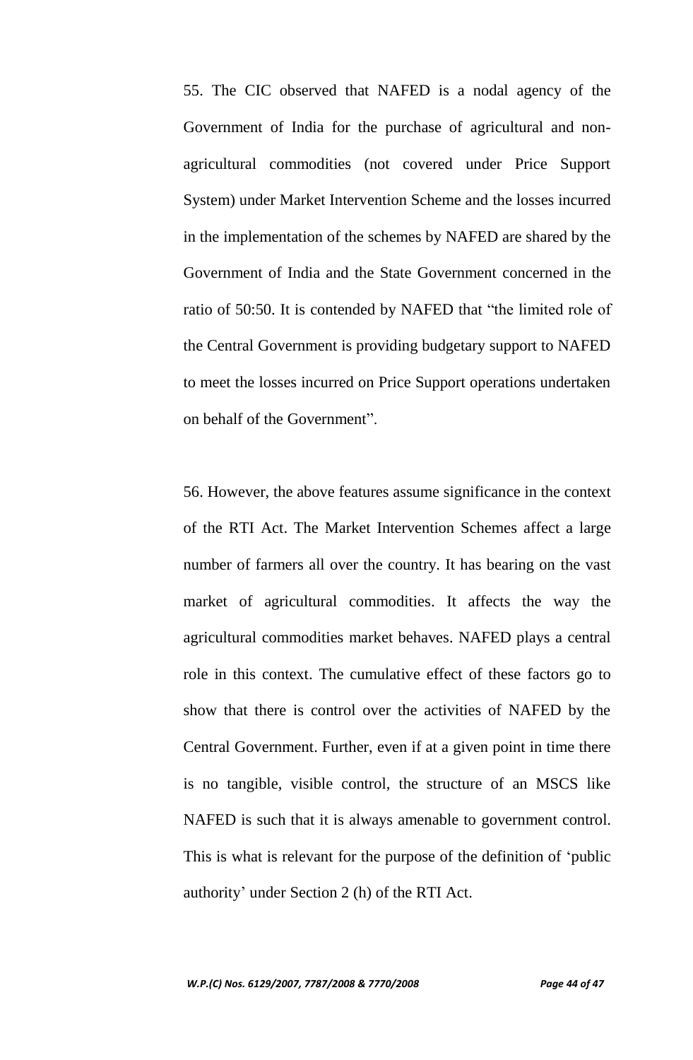55. The CIC observed that NAFED is a nodal agency of the Government of India for the purchase of agricultural and non-agricultural commodities (not covered under Price Support System) under Market Intervention Scheme and the losses incurred in the implementation of the schemes by NAFED are shared by the Government of India and the State Government concerned in the ratio of 50:50. It is contended by NAFED that "the limited role of the Central Government is providing budgetary support to NAFED to meet the losses incurred on Price Support operations undertaken on behalf of the Government".

56. However, the above features assume significance in the context of the RTI Act. The Market Intervention Schemes affect a large number of farmers all over the country. It has bearing on the vast market of agricultural commodities. It affects the way the agricultural commodities market behaves. NAFED plays a central role in this context. The cumulative effect of these factors go to show that there is control over the activities of NAFED by the Central Government. Further, even if at a given point in time there is no tangible, visible control, the structure of an MSCS like NAFED is such that it is always amenable to government control. This is what is relevant for the purpose of the definition of 'public authority' under Section 2 (h) of the RTI Act.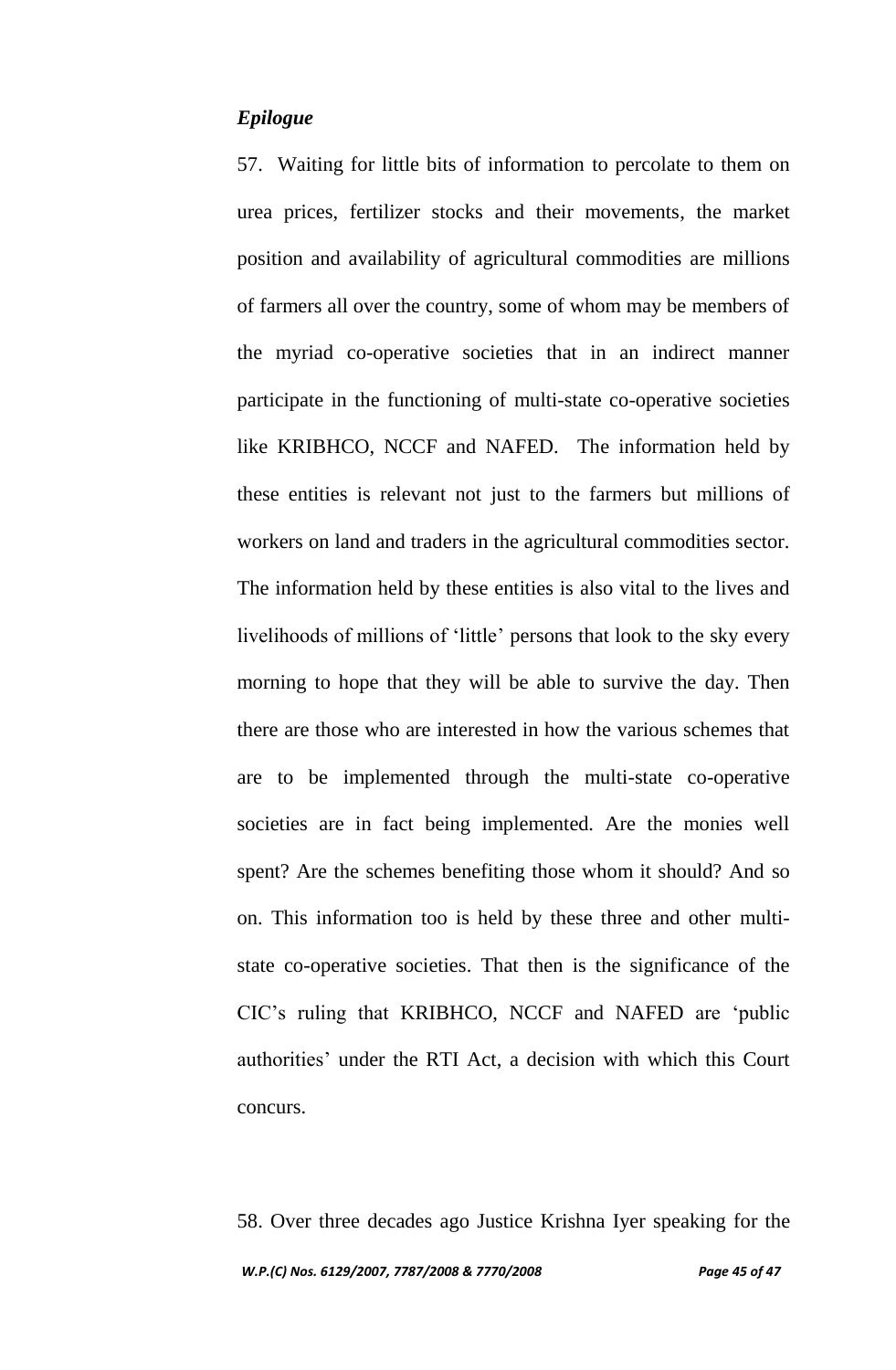*Epilogue*

57. Waiting for little bits of information to percolate to them on urea prices, fertilizer stocks and their movements, the market position and availability of agricultural commodities are millions of farmers all over the country, some of whom may be members of the myriad co-operative societies that in an indirect manner participate in the functioning of multi-state co-operative societies like KRIBHCO, NCCF and NAFED. The information held by these entities is relevant not just to the farmers but millions of workers on land and traders in the agricultural commodities sector. The information held by these entities is also vital to the lives and livelihoods of millions of 'little' persons that look to the sky every morning to hope that they will be able to survive the day. Then there are those who are interested in how the various schemes that are to be implemented through the multi-state co-operative societies are in fact being implemented. Are the monies well spent? Are the schemes benefiting those whom it should? And so on. This information too is held by these three and other multi-state co-operative societies. That then is the significance of the CIC's ruling that KRIBHCO, NCCF and NAFED are 'public authorities' under the RTI Act, a decision with which this Court concurs.

58. Over three decades ago Justice Krishna Iyer speaking for the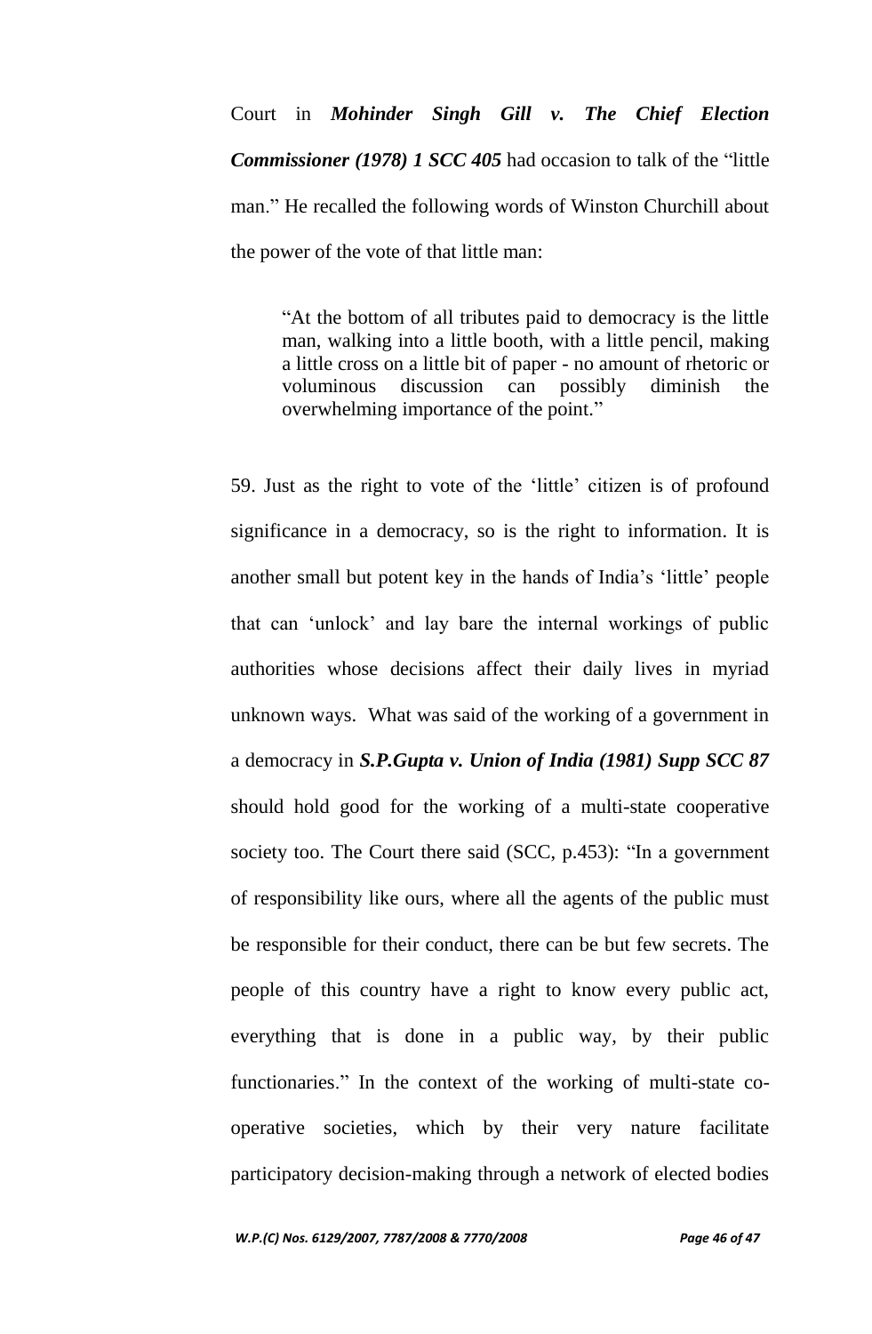Court in ***Mohinder Singh Gill v. The Chief Election Commissioner (1978) 1 SCC 405*** had occasion to talk of the "little man." He recalled the following words of Winston Churchill about the power of the vote of that little man:

> "At the bottom of all tributes paid to democracy is the little man, walking into a little booth, with a little pencil, making a little cross on a little bit of paper - no amount of rhetoric or voluminous discussion can possibly diminish the overwhelming importance of the point."

59. Just as the right to vote of the 'little' citizen is of profound significance in a democracy, so is the right to information. It is another small but potent key in the hands of India's 'little' people that can 'unlock' and lay bare the internal workings of public authorities whose decisions affect their daily lives in myriad unknown ways. What was said of the working of a government in a democracy in ***S.P.Gupta v. Union of India (1981) Supp SCC 87*** should hold good for the working of a multi-state cooperative society too. The Court there said (SCC, p.453): "In a government of responsibility like ours, where all the agents of the public must be responsible for their conduct, there can be but few secrets. The people of this country have a right to know every public act, everything that is done in a public way, by their public functionaries." In the context of the working of multi-state co-operative societies, which by their very nature facilitate participatory decision-making through a network of elected bodies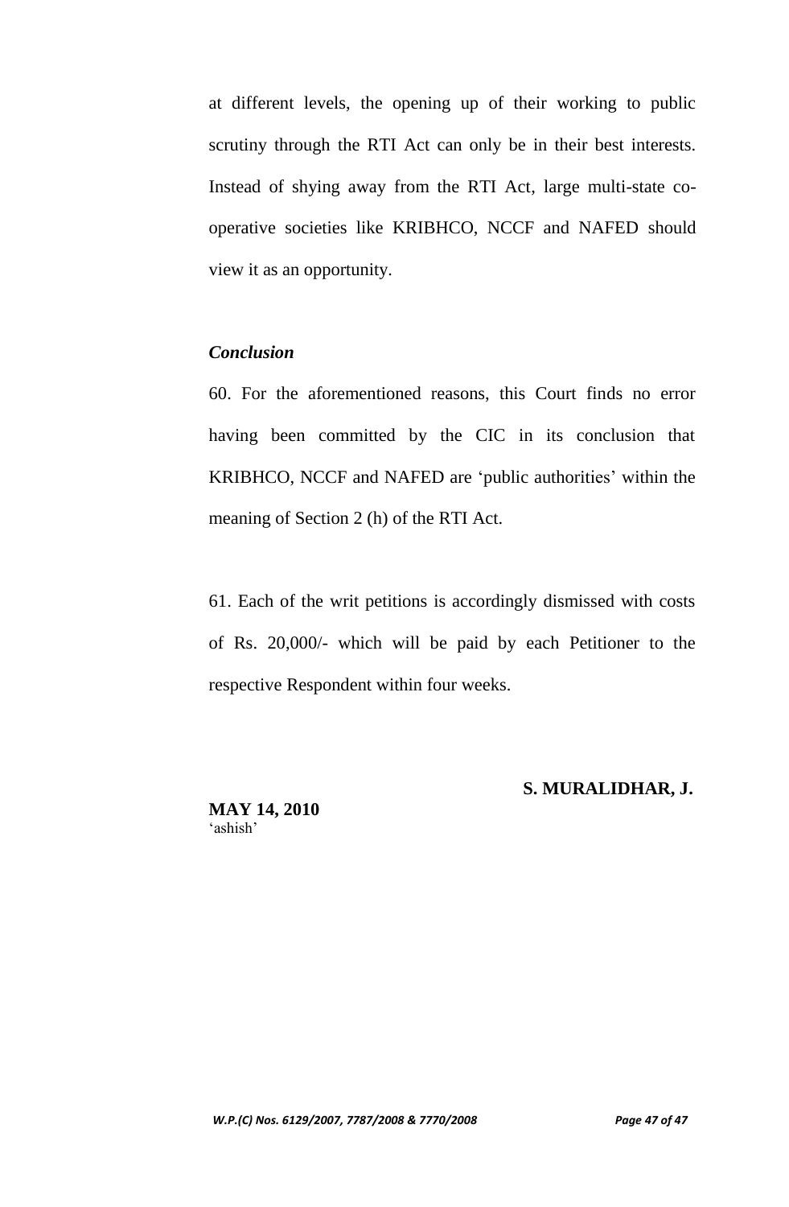at different levels, the opening up of their working to public scrutiny through the RTI Act can only be in their best interests. Instead of shying away from the RTI Act, large multi-state co-operative societies like KRIBHCO, NCCF and NAFED should view it as an opportunity.

***Conclusion***

60. For the aforementioned reasons, this Court finds no error having been committed by the CIC in its conclusion that KRIBHCO, NCCF and NAFED are 'public authorities' within the meaning of Section 2 (h) of the RTI Act.

61. Each of the writ petitions is accordingly dismissed with costs of Rs. 20,000/- which will be paid by each Petitioner to the respective Respondent within four weeks.

**S. MURALIDHAR, J.**

**MAY 14, 2010**
'ashish'